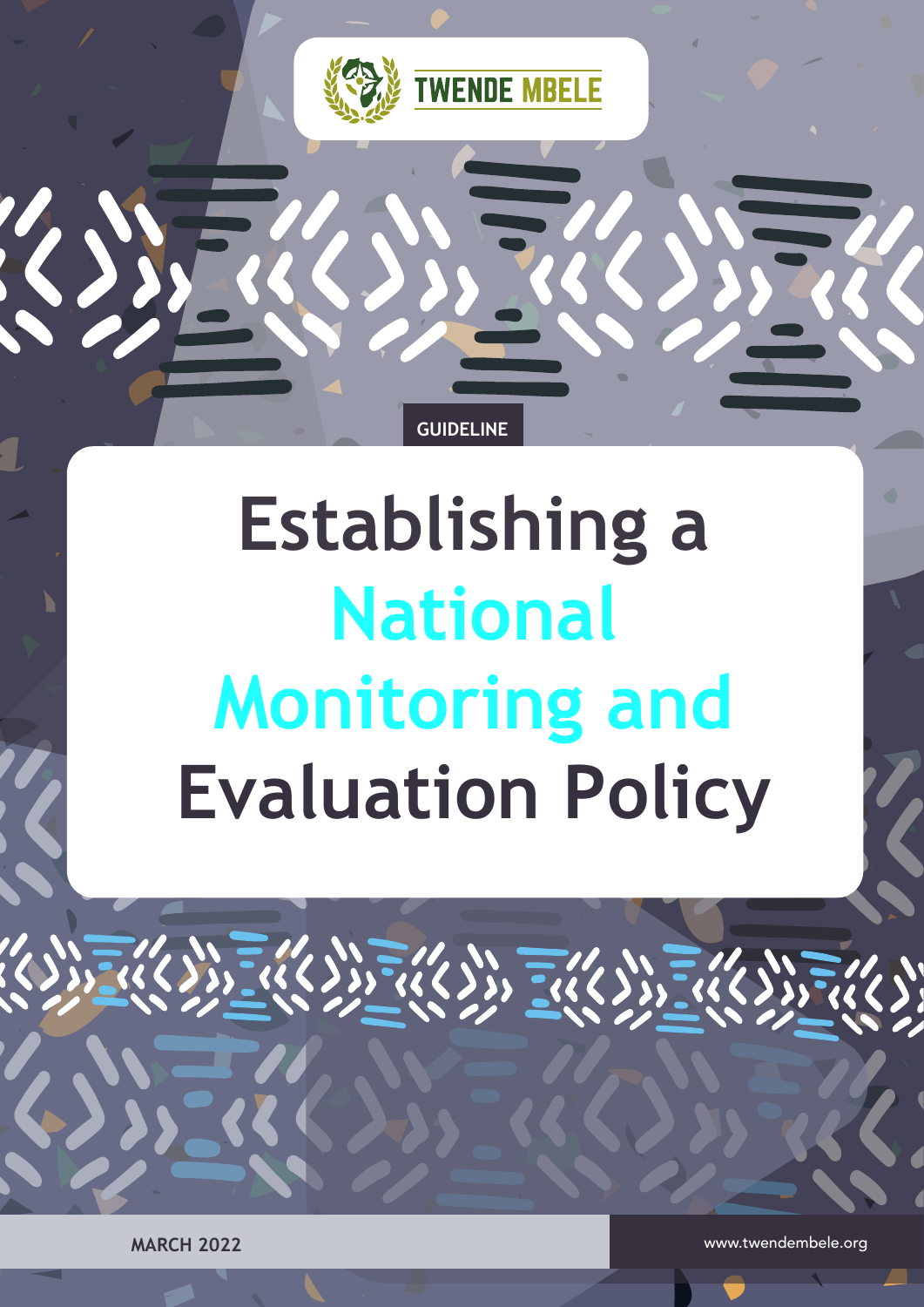TWENDE MBELE

GUIDELINE

# Establishing a National Monitoring and Evaluation Policy

MARCH 2022

www.twendembele.org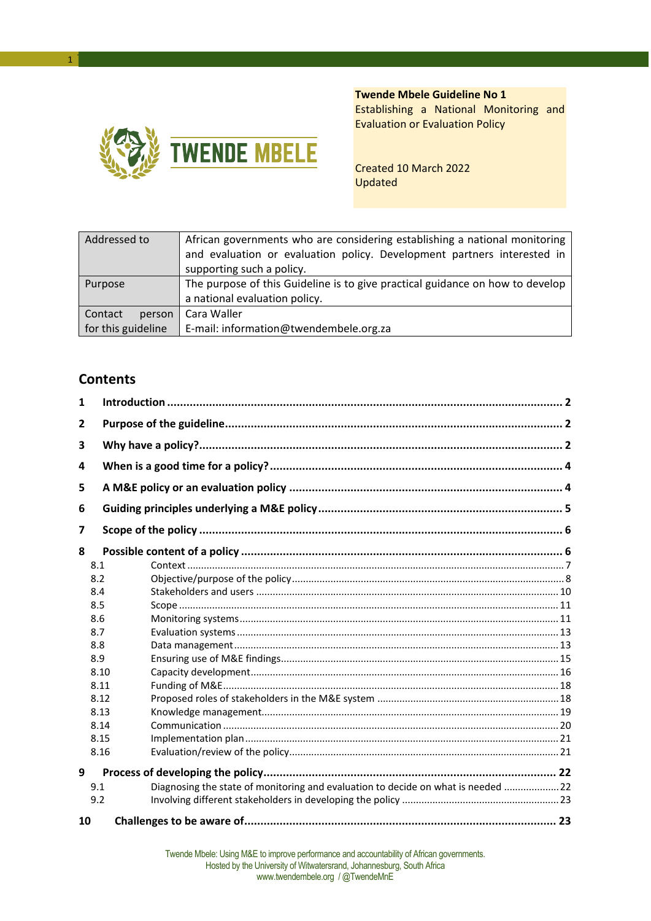**Twende Mbele Guideline No 1**
Establishing a National Monitoring and Evaluation or Evaluation Policy

Created 10 March 2022
Updated

| Addressed to | African governments who are considering establishing a national monitoring and evaluation or evaluation policy. Development partners interested in supporting such a policy. |
|---|---|
| Purpose | The purpose of this Guideline is to give practical guidance on how to develop a national evaluation policy. |
| Contact person for this guideline | Cara Waller<br>E-mail: information@twendembele.org.za |

## Contents

**1 Introduction** ........ 2

**2 Purpose of the guideline** ........ 2

**3 Why have a policy?** ........ 2

**4 When is a good time for a policy?** ........ 4

**5 A M&E policy or an evaluation policy** ........ 4

**6 Guiding principles underlying a M&E policy** ........ 5

**7 Scope of the policy** ........ 6

**8 Possible content of a policy** ........ 6

- 8.1 Context ........ 7
- 8.2 Objective/purpose of the policy ........ 8
- 8.4 Stakeholders and users ........ 10
- 8.5 Scope ........ 11
- 8.6 Monitoring systems ........ 11
- 8.7 Evaluation systems ........ 13
- 8.8 Data management ........ 13
- 8.9 Ensuring use of M&E findings ........ 15
- 8.10 Capacity development ........ 16
- 8.11 Funding of M&E ........ 18
- 8.12 Proposed roles of stakeholders in the M&E system ........ 18
- 8.13 Knowledge management ........ 19
- 8.14 Communication ........ 20
- 8.15 Implementation plan ........ 21
- 8.16 Evaluation/review of the policy ........ 21

**9 Process of developing the policy** ........ 22

- 9.1 Diagnosing the state of monitoring and evaluation to decide on what is needed ........ 22
- 9.2 Involving different stakeholders in developing the policy ........ 23

**10 Challenges to be aware of** ........ 23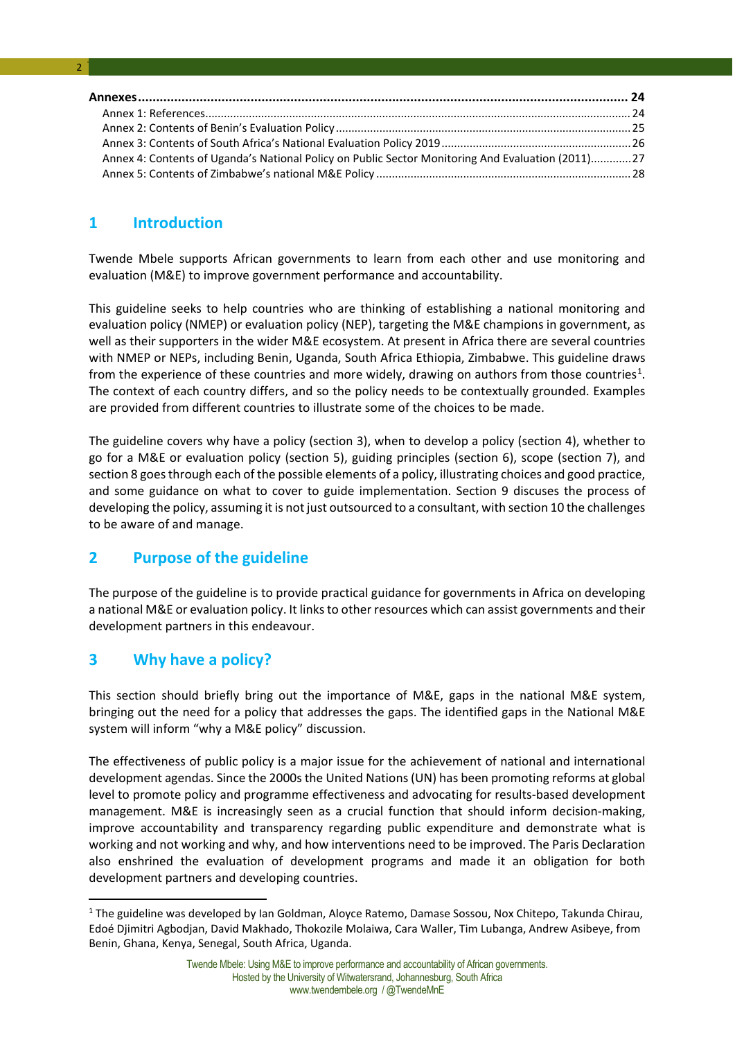**Annexes** ..................................................................................................................................... **24**

Annex 1: References........................................................................................................................ 24

Annex 2: Contents of Benin's Evaluation Policy .............................................................................. 25

Annex 3: Contents of South Africa's National Evaluation Policy 2019 ............................................ 26

Annex 4: Contents of Uganda's National Policy on Public Sector Monitoring And Evaluation (2011)............ 27

Annex 5: Contents of Zimbabwe's national M&E Policy ................................................................. 28

## 1 Introduction

Twende Mbele supports African governments to learn from each other and use monitoring and evaluation (M&E) to improve government performance and accountability.

This guideline seeks to help countries who are thinking of establishing a national monitoring and evaluation policy (NMEP) or evaluation policy (NEP), targeting the M&E champions in government, as well as their supporters in the wider M&E ecosystem. At present in Africa there are several countries with NMEP or NEPs, including Benin, Uganda, South Africa Ethiopia, Zimbabwe. This guideline draws from the experience of these countries and more widely, drawing on authors from those countries[1]. The context of each country differs, and so the policy needs to be contextually grounded. Examples are provided from different countries to illustrate some of the choices to be made.

The guideline covers why have a policy (section 3), when to develop a policy (section 4), whether to go for a M&E or evaluation policy (section 5), guiding principles (section 6), scope (section 7), and section 8 goes through each of the possible elements of a policy, illustrating choices and good practice, and some guidance on what to cover to guide implementation. Section 9 discuses the process of developing the policy, assuming it is not just outsourced to a consultant, with section 10 the challenges to be aware of and manage.

## 2 Purpose of the guideline

The purpose of the guideline is to provide practical guidance for governments in Africa on developing a national M&E or evaluation policy. It links to other resources which can assist governments and their development partners in this endeavour.

## 3 Why have a policy?

This section should briefly bring out the importance of M&E, gaps in the national M&E system, bringing out the need for a policy that addresses the gaps. The identified gaps in the National M&E system will inform "why a M&E policy" discussion.

The effectiveness of public policy is a major issue for the achievement of national and international development agendas. Since the 2000s the United Nations (UN) has been promoting reforms at global level to promote policy and programme effectiveness and advocating for results-based development management. M&E is increasingly seen as a crucial function that should inform decision-making, improve accountability and transparency regarding public expenditure and demonstrate what is working and not working and why, and how interventions need to be improved. The Paris Declaration also enshrined the evaluation of development programs and made it an obligation for both development partners and developing countries.

[1] The guideline was developed by Ian Goldman, Aloyce Ratemo, Damase Sossou, Nox Chitepo, Takunda Chirau, Edoé Djimitri Agbodjan, David Makhado, Thokozile Molaiwa, Cara Waller, Tim Lubanga, Andrew Asibeye, from Benin, Ghana, Kenya, Senegal, South Africa, Uganda.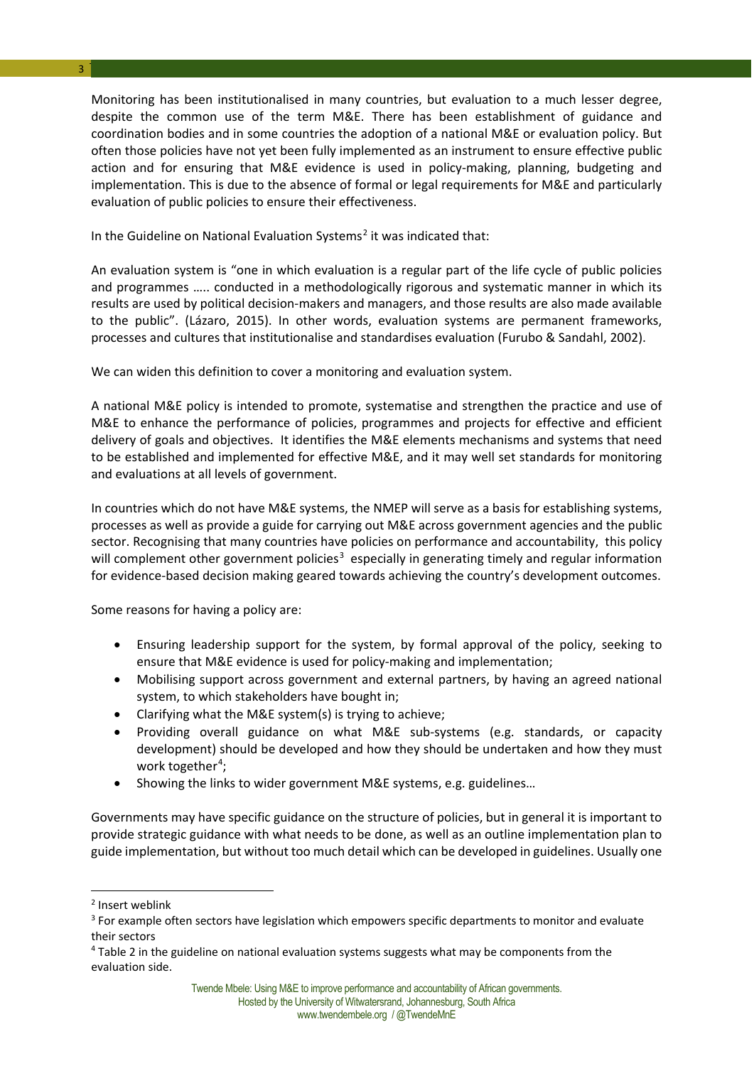Monitoring has been institutionalised in many countries, but evaluation to a much lesser degree, despite the common use of the term M&E. There has been establishment of guidance and coordination bodies and in some countries the adoption of a national M&E or evaluation policy. But often those policies have not yet been fully implemented as an instrument to ensure effective public action and for ensuring that M&E evidence is used in policy-making, planning, budgeting and implementation. This is due to the absence of formal or legal requirements for M&E and particularly evaluation of public policies to ensure their effectiveness.

In the Guideline on National Evaluation Systems[2] it was indicated that:

An evaluation system is "one in which evaluation is a regular part of the life cycle of public policies and programmes ….. conducted in a methodologically rigorous and systematic manner in which its results are used by political decision-makers and managers, and those results are also made available to the public". (Lázaro, 2015). In other words, evaluation systems are permanent frameworks, processes and cultures that institutionalise and standardises evaluation (Furubo & Sandahl, 2002).

We can widen this definition to cover a monitoring and evaluation system.

A national M&E policy is intended to promote, systematise and strengthen the practice and use of M&E to enhance the performance of policies, programmes and projects for effective and efficient delivery of goals and objectives. It identifies the M&E elements mechanisms and systems that need to be established and implemented for effective M&E, and it may well set standards for monitoring and evaluations at all levels of government.

In countries which do not have M&E systems, the NMEP will serve as a basis for establishing systems, processes as well as provide a guide for carrying out M&E across government agencies and the public sector. Recognising that many countries have policies on performance and accountability, this policy will complement other government policies[3] especially in generating timely and regular information for evidence-based decision making geared towards achieving the country's development outcomes.

Some reasons for having a policy are:

- Ensuring leadership support for the system, by formal approval of the policy, seeking to ensure that M&E evidence is used for policy-making and implementation;
- Mobilising support across government and external partners, by having an agreed national system, to which stakeholders have bought in;
- Clarifying what the M&E system(s) is trying to achieve;
- Providing overall guidance on what M&E sub-systems (e.g. standards, or capacity development) should be developed and how they should be undertaken and how they must work together[4];
- Showing the links to wider government M&E systems, e.g. guidelines…

Governments may have specific guidance on the structure of policies, but in general it is important to provide strategic guidance with what needs to be done, as well as an outline implementation plan to guide implementation, but without too much detail which can be developed in guidelines. Usually one

---

[2] Insert weblink

[3] For example often sectors have legislation which empowers specific departments to monitor and evaluate their sectors

[4] Table 2 in the guideline on national evaluation systems suggests what may be components from the evaluation side.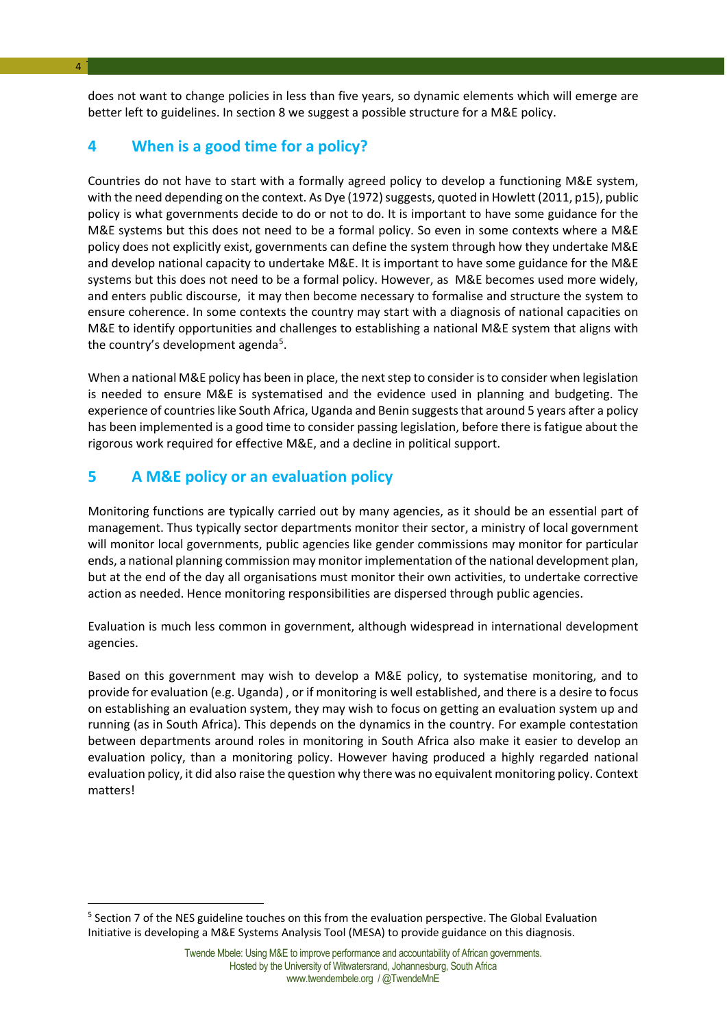does not want to change policies in less than five years, so dynamic elements which will emerge are better left to guidelines. In section 8 we suggest a possible structure for a M&E policy.

## 4 When is a good time for a policy?

Countries do not have to start with a formally agreed policy to develop a functioning M&E system, with the need depending on the context. As Dye (1972) suggests, quoted in Howlett (2011, p15), public policy is what governments decide to do or not to do. It is important to have some guidance for the M&E systems but this does not need to be a formal policy. So even in some contexts where a M&E policy does not explicitly exist, governments can define the system through how they undertake M&E and develop national capacity to undertake M&E. It is important to have some guidance for the M&E systems but this does not need to be a formal policy. However, as M&E becomes used more widely, and enters public discourse, it may then become necessary to formalise and structure the system to ensure coherence. In some contexts the country may start with a diagnosis of national capacities on M&E to identify opportunities and challenges to establishing a national M&E system that aligns with the country's development agenda[5].

When a national M&E policy has been in place, the next step to consider is to consider when legislation is needed to ensure M&E is systematised and the evidence used in planning and budgeting. The experience of countries like South Africa, Uganda and Benin suggests that around 5 years after a policy has been implemented is a good time to consider passing legislation, before there is fatigue about the rigorous work required for effective M&E, and a decline in political support.

## 5 A M&E policy or an evaluation policy

Monitoring functions are typically carried out by many agencies, as it should be an essential part of management. Thus typically sector departments monitor their sector, a ministry of local government will monitor local governments, public agencies like gender commissions may monitor for particular ends, a national planning commission may monitor implementation of the national development plan, but at the end of the day all organisations must monitor their own activities, to undertake corrective action as needed. Hence monitoring responsibilities are dispersed through public agencies.

Evaluation is much less common in government, although widespread in international development agencies.

Based on this government may wish to develop a M&E policy, to systematise monitoring, and to provide for evaluation (e.g. Uganda) , or if monitoring is well established, and there is a desire to focus on establishing an evaluation system, they may wish to focus on getting an evaluation system up and running (as in South Africa). This depends on the dynamics in the country. For example contestation between departments around roles in monitoring in South Africa also make it easier to develop an evaluation policy, than a monitoring policy. However having produced a highly regarded national evaluation policy, it did also raise the question why there was no equivalent monitoring policy. Context matters!

---

[5] Section 7 of the NES guideline touches on this from the evaluation perspective. The Global Evaluation Initiative is developing a M&E Systems Analysis Tool (MESA) to provide guidance on this diagnosis.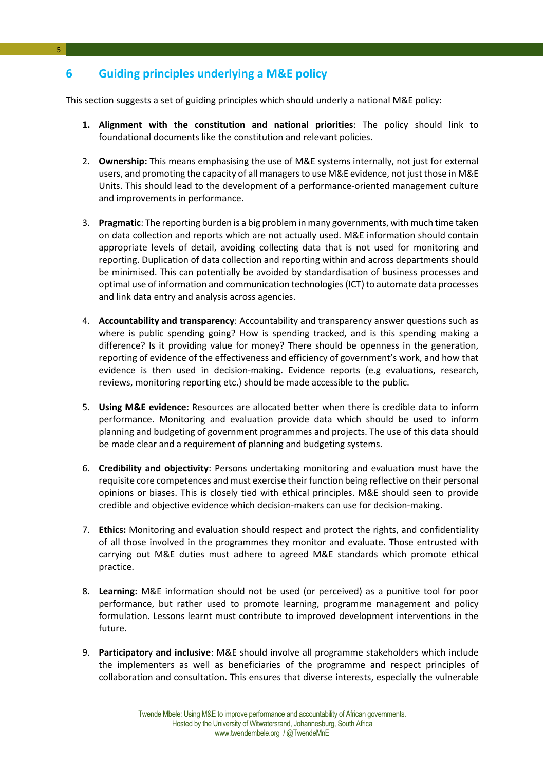## 6 Guiding principles underlying a M&E policy

This section suggests a set of guiding principles which should underly a national M&E policy:

1. **Alignment with the constitution and national priorities**: The policy should link to foundational documents like the constitution and relevant policies.

2. **Ownership:** This means emphasising the use of M&E systems internally, not just for external users, and promoting the capacity of all managers to use M&E evidence, not just those in M&E Units. This should lead to the development of a performance-oriented management culture and improvements in performance.

3. **Pragmatic**: The reporting burden is a big problem in many governments, with much time taken on data collection and reports which are not actually used. M&E information should contain appropriate levels of detail, avoiding collecting data that is not used for monitoring and reporting. Duplication of data collection and reporting within and across departments should be minimised. This can potentially be avoided by standardisation of business processes and optimal use of information and communication technologies (ICT) to automate data processes and link data entry and analysis across agencies.

4. **Accountability and transparency**: Accountability and transparency answer questions such as where is public spending going? How is spending tracked, and is this spending making a difference? Is it providing value for money? There should be openness in the generation, reporting of evidence of the effectiveness and efficiency of government's work, and how that evidence is then used in decision-making. Evidence reports (e.g evaluations, research, reviews, monitoring reporting etc.) should be made accessible to the public.

5. **Using M&E evidence:** Resources are allocated better when there is credible data to inform performance. Monitoring and evaluation provide data which should be used to inform planning and budgeting of government programmes and projects. The use of this data should be made clear and a requirement of planning and budgeting systems.

6. **Credibility and objectivity**: Persons undertaking monitoring and evaluation must have the requisite core competences and must exercise their function being reflective on their personal opinions or biases. This is closely tied with ethical principles. M&E should seen to provide credible and objective evidence which decision-makers can use for decision-making.

7. **Ethics:** Monitoring and evaluation should respect and protect the rights, and confidentiality of all those involved in the programmes they monitor and evaluate. Those entrusted with carrying out M&E duties must adhere to agreed M&E standards which promote ethical practice.

8. **Learning:** M&E information should not be used (or perceived) as a punitive tool for poor performance, but rather used to promote learning, programme management and policy formulation. Lessons learnt must contribute to improved development interventions in the future.

9. **Participatory and inclusive**: M&E should involve all programme stakeholders which include the implementers as well as beneficiaries of the programme and respect principles of collaboration and consultation. This ensures that diverse interests, especially the vulnerable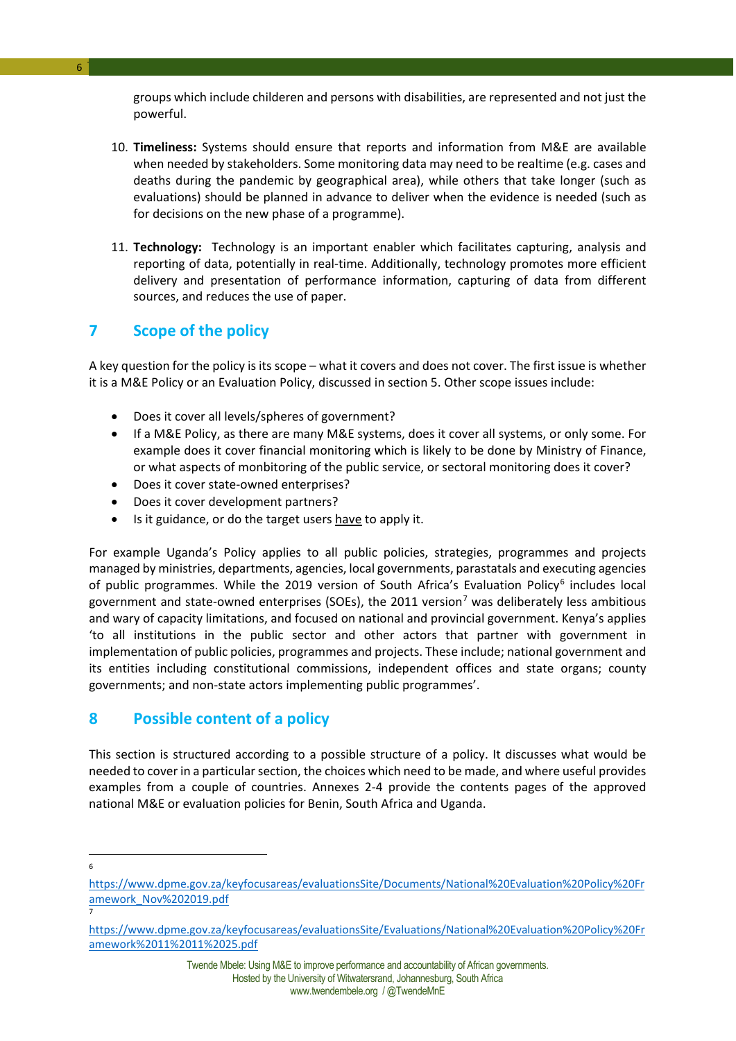groups which include childeren and persons with disabilities, are represented and not just the powerful.

10. **Timeliness:** Systems should ensure that reports and information from M&E are available when needed by stakeholders. Some monitoring data may need to be realtime (e.g. cases and deaths during the pandemic by geographical area), while others that take longer (such as evaluations) should be planned in advance to deliver when the evidence is needed (such as for decisions on the new phase of a programme).

11. **Technology:** Technology is an important enabler which facilitates capturing, analysis and reporting of data, potentially in real-time. Additionally, technology promotes more efficient delivery and presentation of performance information, capturing of data from different sources, and reduces the use of paper.

## 7 Scope of the policy

A key question for the policy is its scope – what it covers and does not cover. The first issue is whether it is a M&E Policy or an Evaluation Policy, discussed in section 5. Other scope issues include:

- Does it cover all levels/spheres of government?
- If a M&E Policy, as there are many M&E systems, does it cover all systems, or only some. For example does it cover financial monitoring which is likely to be done by Ministry of Finance, or what aspects of monbitoring of the public service, or sectoral monitoring does it cover?
- Does it cover state-owned enterprises?
- Does it cover development partners?
- Is it guidance, or do the target users <u>have</u> to apply it.

For example Uganda's Policy applies to all public policies, strategies, programmes and projects managed by ministries, departments, agencies, local governments, parastatals and executing agencies of public programmes. While the 2019 version of South Africa's Evaluation Policy[6] includes local government and state-owned enterprises (SOEs), the 2011 version[7] was deliberately less ambitious and wary of capacity limitations, and focused on national and provincial government. Kenya's applies 'to all institutions in the public sector and other actors that partner with government in implementation of public policies, programmes and projects. These include; national government and its entities including constitutional commissions, independent offices and state organs; county governments; and non-state actors implementing public programmes'.

## 8 Possible content of a policy

This section is structured according to a possible structure of a policy. It discusses what would be needed to cover in a particular section, the choices which need to be made, and where useful provides examples from a couple of countries. Annexes 2-4 provide the contents pages of the approved national M&E or evaluation policies for Benin, South Africa and Uganda.

---

[6] https://www.dpme.gov.za/keyfocusareas/evaluationsSite/Documents/National%20Evaluation%20Policy%20Framework_Nov%202019.pdf

[7] https://www.dpme.gov.za/keyfocusareas/evaluationsSite/Evaluations/National%20Evaluation%20Policy%20Framework%2011%2011%2025.pdf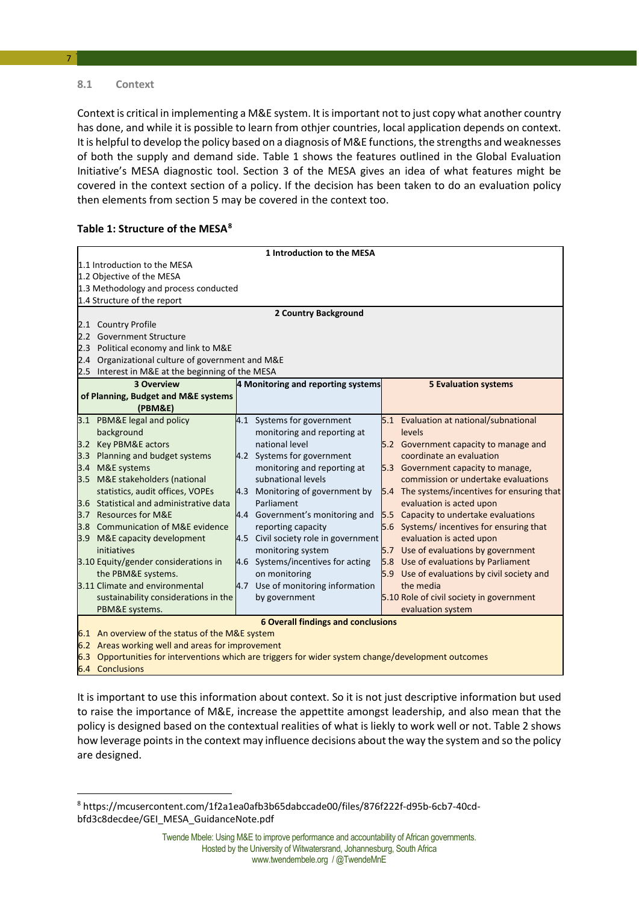### 8.1 Context

Context is critical in implementing a M&E system. It is important not to just copy what another country has done, and while it is possible to learn from othjer countries, local application depends on context. It is helpful to develop the policy based on a diagnosis of M&E functions, the strengths and weaknesses of both the supply and demand side. Table 1 shows the features outlined in the Global Evaluation Initiative's MESA diagnostic tool. Section 3 of the MESA gives an idea of what features might be covered in the context section of a policy. If the decision has been taken to do an evaluation policy then elements from section 5 may be covered in the context too.

**Table 1: Structure of the MESA**[8]

| **1 Introduction to the MESA** | | |
|---|---|---|
| 1.1 Introduction to the MESA<br>1.2 Objective of the MESA<br>1.3 Methodology and process conducted<br>1.4 Structure of the report | | |
| **2 Country Background** | | |
| 2.1 Country Profile<br>2.2 Government Structure<br>2.3 Political economy and link to M&E<br>2.4 Organizational culture of government and M&E<br>2.5 Interest in M&E at the beginning of the MESA | | |
| **3 Overview of Planning, Budget and M&E systems (PBM&E)** | **4 Monitoring and reporting systems** | **5 Evaluation systems** |
| 3.1 PBM&E legal and policy background<br>3.2 Key PBM&E actors<br>3.3 Planning and budget systems<br>3.4 M&E systems<br>3.5 M&E stakeholders (national statistics, audit offices, VOPEs<br>3.6 Statistical and administrative data<br>3.7 Resources for M&E<br>3.8 Communication of M&E evidence<br>3.9 M&E capacity development initiatives<br>3.10 Equity/gender considerations in the PBM&E systems.<br>3.11 Climate and environmental sustainability considerations in the PBM&E systems. | 4.1 Systems for government monitoring and reporting at national level<br>4.2 Systems for government monitoring and reporting at subnational levels<br>4.3 Monitoring of government by Parliament<br>4.4 Government's monitoring and reporting capacity<br>4.5 Civil society role in government monitoring system<br>4.6 Systems/incentives for acting on monitoring<br>4.7 Use of monitoring information by government | 5.1 Evaluation at national/subnational levels<br>5.2 Government capacity to manage and coordinate an evaluation<br>5.3 Government capacity to manage, commission or undertake evaluations<br>5.4 The systems/incentives for ensuring that evaluation is acted upon<br>5.5 Capacity to undertake evaluations<br>5.6 Systems/ incentives for ensuring that evaluation is acted upon<br>5.7 Use of evaluations by government<br>5.8 Use of evaluations by Parliament<br>5.9 Use of evaluations by civil society and the media<br>5.10 Role of civil society in government evaluation system |
| **6 Overall findings and conclusions** | | |
| 6.1 An overview of the status of the M&E system<br>6.2 Areas working well and areas for improvement<br>6.3 Opportunities for interventions which are triggers for wider system change/development outcomes<br>6.4 Conclusions | | |

It is important to use this information about context. So it is not just descriptive information but used to raise the importance of M&E, increase the appettite amongst leadership, and also mean that the policy is designed based on the contextual realities of what is lielky to work well or not. Table 2 shows how leverage points in the context may influence decisions about the way the system and so the policy are designed.

[8] https://mcusercontent.com/1f2a1ea0afb3b65dabccade00/files/876f222f-d95b-6cb7-40cd-bfd3c8decdee/GEI_MESA_GuidanceNote.pdf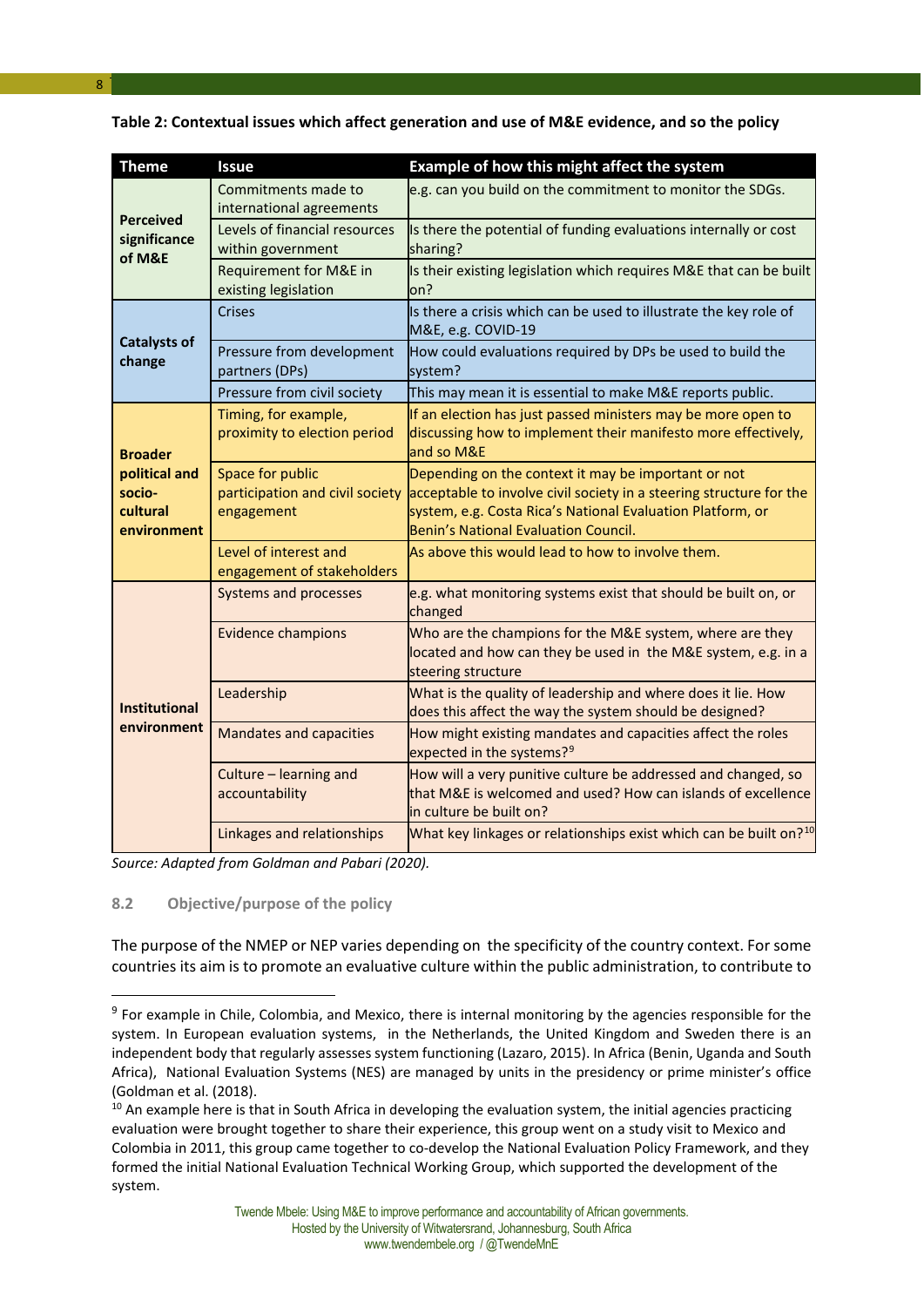**Table 2: Contextual issues which affect generation and use of M&E evidence, and so the policy**

| Theme | Issue | Example of how this might affect the system |
|---|---|---|
| Perceived significance of M&E | Commitments made to international agreements | e.g. can you build on the commitment to monitor the SDGs. |
| | Levels of financial resources within government | Is there the potential of funding evaluations internally or cost sharing? |
| | Requirement for M&E in existing legislation | Is their existing legislation which requires M&E that can be built on? |
| Catalysts of change | Crises | Is there a crisis which can be used to illustrate the key role of M&E, e.g. COVID-19 |
| | Pressure from development partners (DPs) | How could evaluations required by DPs be used to build the system? |
| | Pressure from civil society | This may mean it is essential to make M&E reports public. |
| Broader political and socio-cultural environment | Timing, for example, proximity to election period | If an election has just passed ministers may be more open to discussing how to implement their manifesto more effectively, and so M&E |
| | Space for public participation and civil society engagement | Depending on the context it may be important or not acceptable to involve civil society in a steering structure for the system, e.g. Costa Rica's National Evaluation Platform, or Benin's National Evaluation Council. |
| | Level of interest and engagement of stakeholders | As above this would lead to how to involve them. |
| Institutional environment | Systems and processes | e.g. what monitoring systems exist that should be built on, or changed |
| | Evidence champions | Who are the champions for the M&E system, where are they located and how can they be used in the M&E system, e.g. in a steering structure |
| | Leadership | What is the quality of leadership and where does it lie. How does this affect the way the system should be designed? |
| | Mandates and capacities | How might existing mandates and capacities affect the roles expected in the systems?[9] |
| | Culture – learning and accountability | How will a very punitive culture be addressed and changed, so that M&E is welcomed and used? How can islands of excellence in culture be built on? |
| | Linkages and relationships | What key linkages or relationships exist which can be built on?[10] |

*Source: Adapted from Goldman and Pabari (2020).*

### 8.2 Objective/purpose of the policy

The purpose of the NMEP or NEP varies depending on the specificity of the country context. For some countries its aim is to promote an evaluative culture within the public administration, to contribute to

---

[9] For example in Chile, Colombia, and Mexico, there is internal monitoring by the agencies responsible for the system. In European evaluation systems, in the Netherlands, the United Kingdom and Sweden there is an independent body that regularly assesses system functioning (Lazaro, 2015). In Africa (Benin, Uganda and South Africa), National Evaluation Systems (NES) are managed by units in the presidency or prime minister's office (Goldman et al. (2018).

[10] An example here is that in South Africa in developing the evaluation system, the initial agencies practicing evaluation were brought together to share their experience, this group went on a study visit to Mexico and Colombia in 2011, this group came together to co-develop the National Evaluation Policy Framework, and they formed the initial National Evaluation Technical Working Group, which supported the development of the system.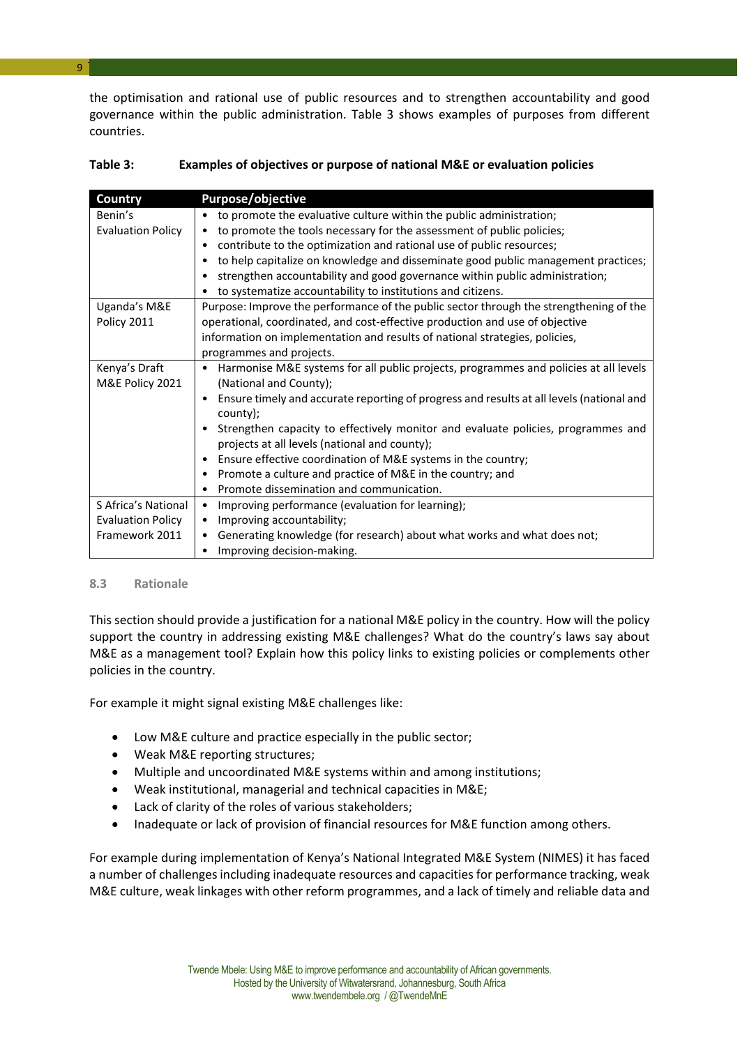the optimisation and rational use of public resources and to strengthen accountability and good governance within the public administration. Table 3 shows examples of purposes from different countries.

**Table 3: Examples of objectives or purpose of national M&E or evaluation policies**

| Country | Purpose/objective |
|---|---|
| Benin's Evaluation Policy | • to promote the evaluative culture within the public administration;<br>• to promote the tools necessary for the assessment of public policies;<br>• contribute to the optimization and rational use of public resources;<br>• to help capitalize on knowledge and disseminate good public management practices;<br>• strengthen accountability and good governance within public administration;<br>• to systematize accountability to institutions and citizens. |
| Uganda's M&E Policy 2011 | Purpose: Improve the performance of the public sector through the strengthening of the operational, coordinated, and cost-effective production and use of objective information on implementation and results of national strategies, policies, programmes and projects. |
| Kenya's Draft M&E Policy 2021 | • Harmonise M&E systems for all public projects, programmes and policies at all levels (National and County);<br>• Ensure timely and accurate reporting of progress and results at all levels (national and county);<br>• Strengthen capacity to effectively monitor and evaluate policies, programmes and projects at all levels (national and county);<br>• Ensure effective coordination of M&E systems in the country;<br>• Promote a culture and practice of M&E in the country; and<br>• Promote dissemination and communication. |
| S Africa's National Evaluation Policy Framework 2011 | • Improving performance (evaluation for learning);<br>• Improving accountability;<br>• Generating knowledge (for research) about what works and what does not;<br>• Improving decision-making. |

### 8.3 Rationale

This section should provide a justification for a national M&E policy in the country. How will the policy support the country in addressing existing M&E challenges? What do the country's laws say about M&E as a management tool? Explain how this policy links to existing policies or complements other policies in the country.

For example it might signal existing M&E challenges like:

- Low M&E culture and practice especially in the public sector;
- Weak M&E reporting structures;
- Multiple and uncoordinated M&E systems within and among institutions;
- Weak institutional, managerial and technical capacities in M&E;
- Lack of clarity of the roles of various stakeholders;
- Inadequate or lack of provision of financial resources for M&E function among others.

For example during implementation of Kenya's National Integrated M&E System (NIMES) it has faced a number of challenges including inadequate resources and capacities for performance tracking, weak M&E culture, weak linkages with other reform programmes, and a lack of timely and reliable data and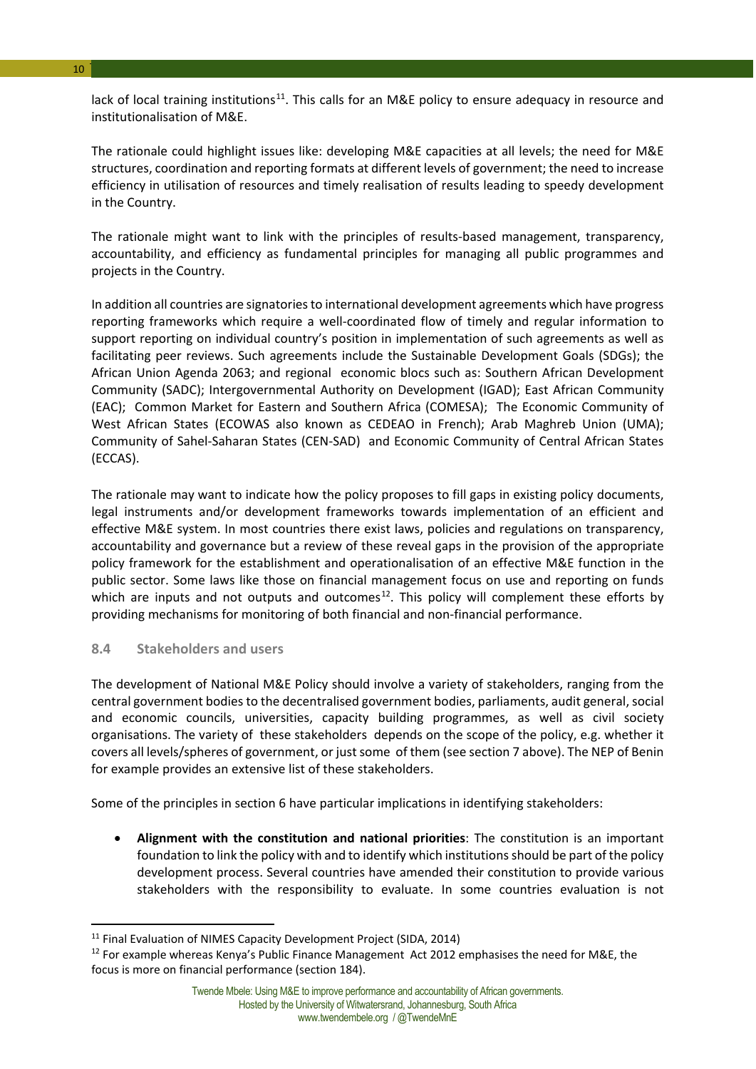lack of local training institutions[11]. This calls for an M&E policy to ensure adequacy in resource and institutionalisation of M&E.

The rationale could highlight issues like: developing M&E capacities at all levels; the need for M&E structures, coordination and reporting formats at different levels of government; the need to increase efficiency in utilisation of resources and timely realisation of results leading to speedy development in the Country.

The rationale might want to link with the principles of results-based management, transparency, accountability, and efficiency as fundamental principles for managing all public programmes and projects in the Country.

In addition all countries are signatories to international development agreements which have progress reporting frameworks which require a well-coordinated flow of timely and regular information to support reporting on individual country's position in implementation of such agreements as well as facilitating peer reviews. Such agreements include the Sustainable Development Goals (SDGs); the African Union Agenda 2063; and regional economic blocs such as: Southern African Development Community (SADC); Intergovernmental Authority on Development (IGAD); East African Community (EAC); Common Market for Eastern and Southern Africa (COMESA); The Economic Community of West African States (ECOWAS also known as CEDEAO in French); Arab Maghreb Union (UMA); Community of Sahel-Saharan States (CEN-SAD) and Economic Community of Central African States (ECCAS).

The rationale may want to indicate how the policy proposes to fill gaps in existing policy documents, legal instruments and/or development frameworks towards implementation of an efficient and effective M&E system. In most countries there exist laws, policies and regulations on transparency, accountability and governance but a review of these reveal gaps in the provision of the appropriate policy framework for the establishment and operationalisation of an effective M&E function in the public sector. Some laws like those on financial management focus on use and reporting on funds which are inputs and not outputs and outcomes[12]. This policy will complement these efforts by providing mechanisms for monitoring of both financial and non-financial performance.

### 8.4 Stakeholders and users

The development of National M&E Policy should involve a variety of stakeholders, ranging from the central government bodies to the decentralised government bodies, parliaments, audit general, social and economic councils, universities, capacity building programmes, as well as civil society organisations. The variety of these stakeholders depends on the scope of the policy, e.g. whether it covers all levels/spheres of government, or just some of them (see section 7 above). The NEP of Benin for example provides an extensive list of these stakeholders.

Some of the principles in section 6 have particular implications in identifying stakeholders:

- **Alignment with the constitution and national priorities**: The constitution is an important foundation to link the policy with and to identify which institutions should be part of the policy development process. Several countries have amended their constitution to provide various stakeholders with the responsibility to evaluate. In some countries evaluation is not

---

[11] Final Evaluation of NIMES Capacity Development Project (SIDA, 2014)

[12] For example whereas Kenya's Public Finance Management Act 2012 emphasises the need for M&E, the focus is more on financial performance (section 184).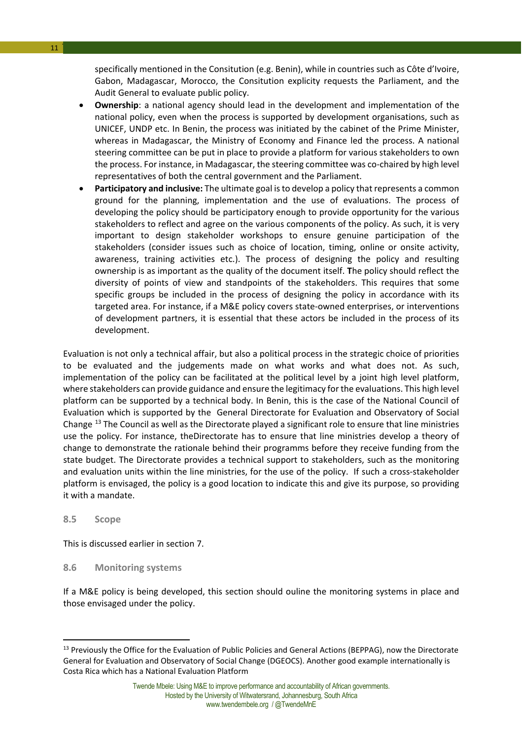specifically mentioned in the Consitution (e.g. Benin), while in countries such as Côte d'Ivoire, Gabon, Madagascar, Morocco, the Consitution explicity requests the Parliament, and the Audit General to evaluate public policy.

- **Ownership**: a national agency should lead in the development and implementation of the national policy, even when the process is supported by development organisations, such as UNICEF, UNDP etc. In Benin, the process was initiated by the cabinet of the Prime Minister, whereas in Madagascar, the Ministry of Economy and Finance led the process. A national steering committee can be put in place to provide a platform for various stakeholders to own the process. For instance, in Madagascar, the steering committee was co-chaired by high level representatives of both the central government and the Parliament.
- **Participatory and inclusive:** The ultimate goal is to develop a policy that represents a common ground for the planning, implementation and the use of evaluations. The process of developing the policy should be participatory enough to provide opportunity for the various stakeholders to reflect and agree on the various components of the policy. As such, it is very important to design stakeholder workshops to ensure genuine participation of the stakeholders (consider issues such as choice of location, timing, online or onsite activity, awareness, training activities etc.). The process of designing the policy and resulting ownership is as important as the quality of the document itself. **T**he policy should reflect the diversity of points of view and standpoints of the stakeholders. This requires that some specific groups be included in the process of designing the policy in accordance with its targeted area. For instance, if a M&E policy covers state-owned enterprises, or interventions of development partners, it is essential that these actors be included in the process of its development.

Evaluation is not only a technical affair, but also a political process in the strategic choice of priorities to be evaluated and the judgements made on what works and what does not. As such, implementation of the policy can be facilitated at the political level by a joint high level platform, where stakeholders can provide guidance and ensure the legitimacy for the evaluations. This high level platform can be supported by a technical body. In Benin, this is the case of the National Council of Evaluation which is supported by the General Directorate for Evaluation and Observatory of Social Change [13] The Council as well as the Directorate played a significant role to ensure that line ministries use the policy. For instance, theDirectorate has to ensure that line ministries develop a theory of change to demonstrate the rationale behind their programms before they receive funding from the state budget. The Directorate provides a technical support to stakeholders, such as the monitoring and evaluation units within the line ministries, for the use of the policy. If such a cross-stakeholder platform is envisaged, the policy is a good location to indicate this and give its purpose, so providing it with a mandate.

### 8.5 Scope

This is discussed earlier in section 7.

### 8.6 Monitoring systems

If a M&E policy is being developed, this section should ouline the monitoring systems in place and those envisaged under the policy.

[13] Previously the Office for the Evaluation of Public Policies and General Actions (BEPPAG), now the Directorate General for Evaluation and Observatory of Social Change (DGEOCS). Another good example internationally is Costa Rica which has a National Evaluation Platform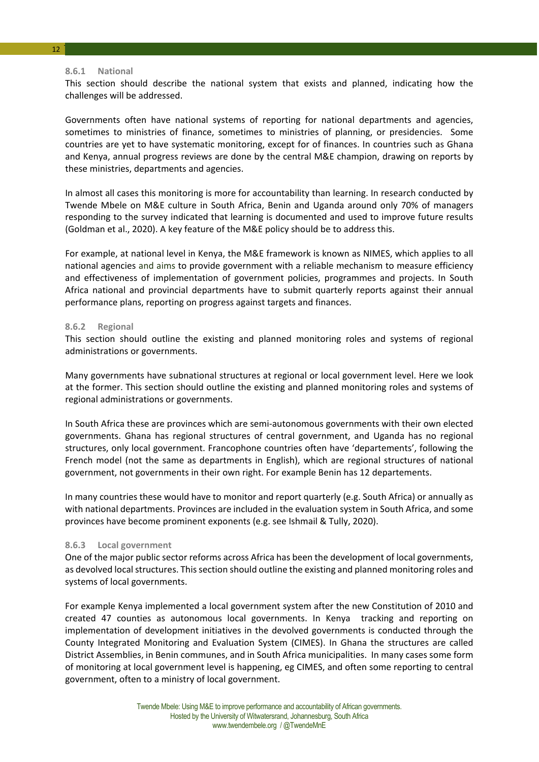#### 8.6.1 National

This section should describe the national system that exists and planned, indicating how the challenges will be addressed.

Governments often have national systems of reporting for national departments and agencies, sometimes to ministries of finance, sometimes to ministries of planning, or presidencies. Some countries are yet to have systematic monitoring, except for of finances. In countries such as Ghana and Kenya, annual progress reviews are done by the central M&E champion, drawing on reports by these ministries, departments and agencies.

In almost all cases this monitoring is more for accountability than learning. In research conducted by Twende Mbele on M&E culture in South Africa, Benin and Uganda around only 70% of managers responding to the survey indicated that learning is documented and used to improve future results (Goldman et al., 2020). A key feature of the M&E policy should be to address this.

For example, at national level in Kenya, the M&E framework is known as NIMES, which applies to all national agencies and aims to provide government with a reliable mechanism to measure efficiency and effectiveness of implementation of government policies, programmes and projects. In South Africa national and provincial departments have to submit quarterly reports against their annual performance plans, reporting on progress against targets and finances.

#### 8.6.2 Regional

This section should outline the existing and planned monitoring roles and systems of regional administrations or governments.

Many governments have subnational structures at regional or local government level. Here we look at the former. This section should outline the existing and planned monitoring roles and systems of regional administrations or governments.

In South Africa these are provinces which are semi-autonomous governments with their own elected governments. Ghana has regional structures of central government, and Uganda has no regional structures, only local government. Francophone countries often have 'departements', following the French model (not the same as departments in English), which are regional structures of national government, not governments in their own right. For example Benin has 12 departements.

In many countries these would have to monitor and report quarterly (e.g. South Africa) or annually as with national departments. Provinces are included in the evaluation system in South Africa, and some provinces have become prominent exponents (e.g. see Ishmail & Tully, 2020).

#### 8.6.3 Local government

One of the major public sector reforms across Africa has been the development of local governments, as devolved local structures. This section should outline the existing and planned monitoring roles and systems of local governments.

For example Kenya implemented a local government system after the new Constitution of 2010 and created 47 counties as autonomous local governments. In Kenya tracking and reporting on implementation of development initiatives in the devolved governments is conducted through the County Integrated Monitoring and Evaluation System (CIMES). In Ghana the structures are called District Assemblies, in Benin communes, and in South Africa municipalities. In many cases some form of monitoring at local government level is happening, eg CIMES, and often some reporting to central government, often to a ministry of local government.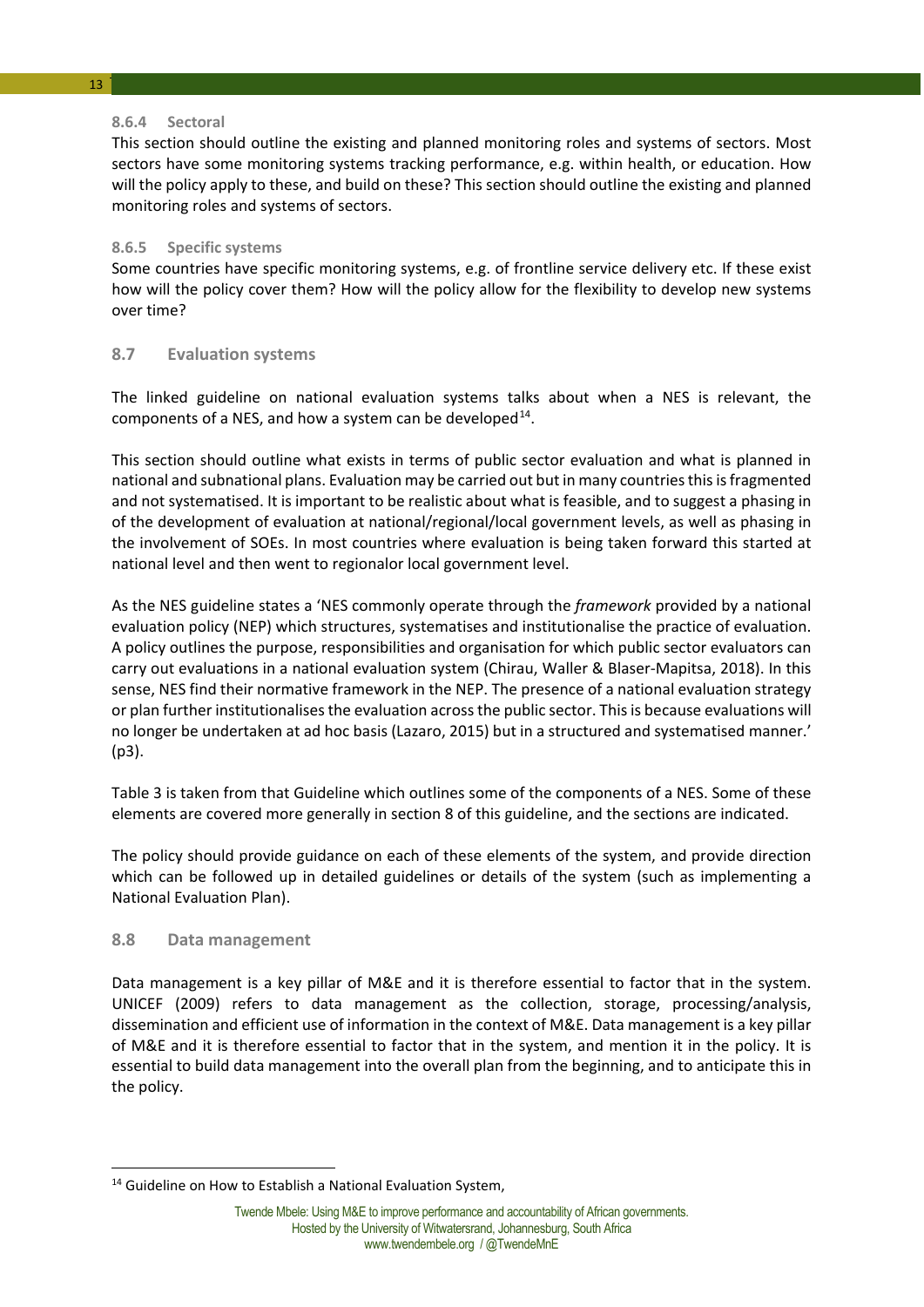#### 8.6.4 Sectoral

This section should outline the existing and planned monitoring roles and systems of sectors. Most sectors have some monitoring systems tracking performance, e.g. within health, or education. How will the policy apply to these, and build on these? This section should outline the existing and planned monitoring roles and systems of sectors.

#### 8.6.5 Specific systems

Some countries have specific monitoring systems, e.g. of frontline service delivery etc. If these exist how will the policy cover them? How will the policy allow for the flexibility to develop new systems over time?

### 8.7 Evaluation systems

The linked guideline on national evaluation systems talks about when a NES is relevant, the components of a NES, and how a system can be developed[14].

This section should outline what exists in terms of public sector evaluation and what is planned in national and subnational plans. Evaluation may be carried out but in many countries this is fragmented and not systematised. It is important to be realistic about what is feasible, and to suggest a phasing in of the development of evaluation at national/regional/local government levels, as well as phasing in the involvement of SOEs. In most countries where evaluation is being taken forward this started at national level and then went to regionalor local government level.

As the NES guideline states a 'NES commonly operate through the *framework* provided by a national evaluation policy (NEP) which structures, systematises and institutionalise the practice of evaluation. A policy outlines the purpose, responsibilities and organisation for which public sector evaluators can carry out evaluations in a national evaluation system (Chirau, Waller & Blaser-Mapitsa, 2018). In this sense, NES find their normative framework in the NEP. The presence of a national evaluation strategy or plan further institutionalises the evaluation across the public sector. This is because evaluations will no longer be undertaken at ad hoc basis (Lazaro, 2015) but in a structured and systematised manner.' (p3).

Table 3 is taken from that Guideline which outlines some of the components of a NES. Some of these elements are covered more generally in section 8 of this guideline, and the sections are indicated.

The policy should provide guidance on each of these elements of the system, and provide direction which can be followed up in detailed guidelines or details of the system (such as implementing a National Evaluation Plan).

### 8.8 Data management

Data management is a key pillar of M&E and it is therefore essential to factor that in the system. UNICEF (2009) refers to data management as the collection, storage, processing/analysis, dissemination and efficient use of information in the context of M&E. Data management is a key pillar of M&E and it is therefore essential to factor that in the system, and mention it in the policy. It is essential to build data management into the overall plan from the beginning, and to anticipate this in the policy.

[14] Guideline on How to Establish a National Evaluation System,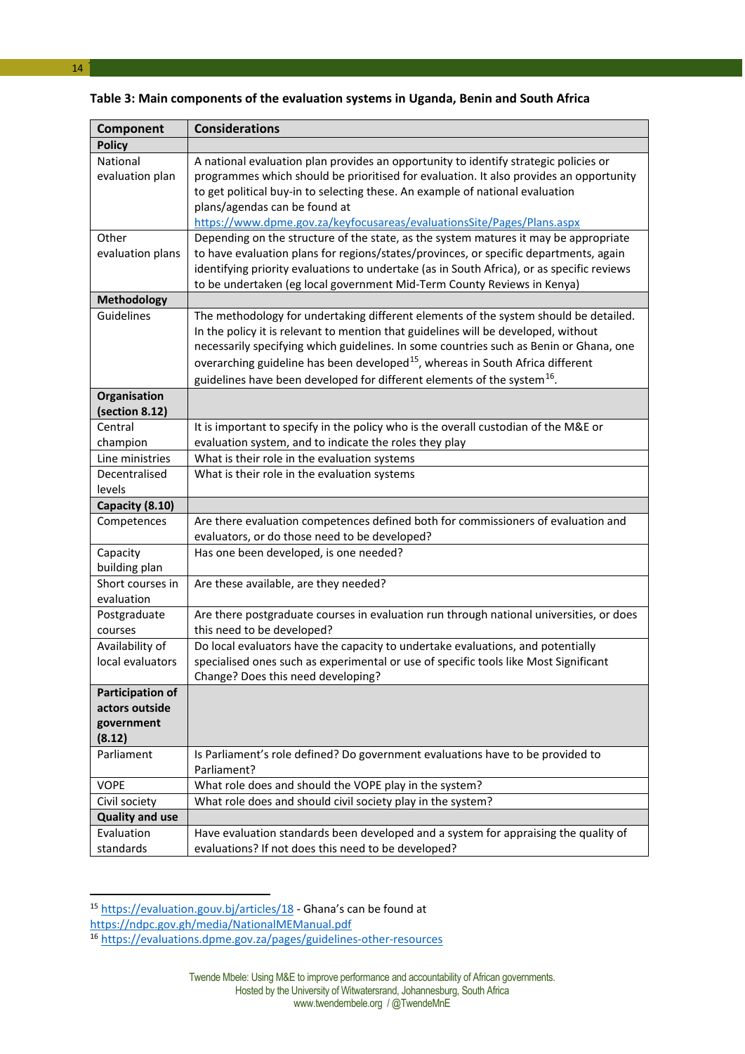**Table 3: Main components of the evaluation systems in Uganda, Benin and South Africa**

| Component | Considerations |
|---|---|
| **Policy** | |
| National evaluation plan | A national evaluation plan provides an opportunity to identify strategic policies or programmes which should be prioritised for evaluation. It also provides an opportunity to get political buy-in to selecting these. An example of national evaluation plans/agendas can be found at https://www.dpme.gov.za/keyfocusareas/evaluationsSite/Pages/Plans.aspx |
| Other evaluation plans | Depending on the structure of the state, as the system matures it may be appropriate to have evaluation plans for regions/states/provinces, or specific departments, again identifying priority evaluations to undertake (as in South Africa), or as specific reviews to be undertaken (eg local government Mid-Term County Reviews in Kenya) |
| **Methodology** | |
| Guidelines | The methodology for undertaking different elements of the system should be detailed. In the policy it is relevant to mention that guidelines will be developed, without necessarily specifying which guidelines. In some countries such as Benin or Ghana, one overarching guideline has been developed[15], whereas in South Africa different guidelines have been developed for different elements of the system[16]. |
| **Organisation (section 8.12)** | |
| Central champion | It is important to specify in the policy who is the overall custodian of the M&E or evaluation system, and to indicate the roles they play |
| Line ministries | What is their role in the evaluation systems |
| Decentralised levels | What is their role in the evaluation systems |
| **Capacity (8.10)** | |
| Competences | Are there evaluation competences defined both for commissioners of evaluation and evaluators, or do those need to be developed? |
| Capacity building plan | Has one been developed, is one needed? |
| Short courses in evaluation | Are these available, are they needed? |
| Postgraduate courses | Are there postgraduate courses in evaluation run through national universities, or does this need to be developed? |
| Availability of local evaluators | Do local evaluators have the capacity to undertake evaluations, and potentially specialised ones such as experimental or use of specific tools like Most Significant Change? Does this need developing? |
| **Participation of actors outside government (8.12)** | |
| Parliament | Is Parliament's role defined? Do government evaluations have to be provided to Parliament? |
| VOPE | What role does and should the VOPE play in the system? |
| Civil society | What role does and should civil society play in the system? |
| **Quality and use** | |
| Evaluation standards | Have evaluation standards been developed and a system for appraising the quality of evaluations? If not does this need to be developed? |

[15] https://evaluation.gouv.bj/articles/18 - Ghana's can be found at https://ndpc.gov.gh/media/NationalMEManual.pdf

[16] https://evaluations.dpme.gov.za/pages/guidelines-other-resources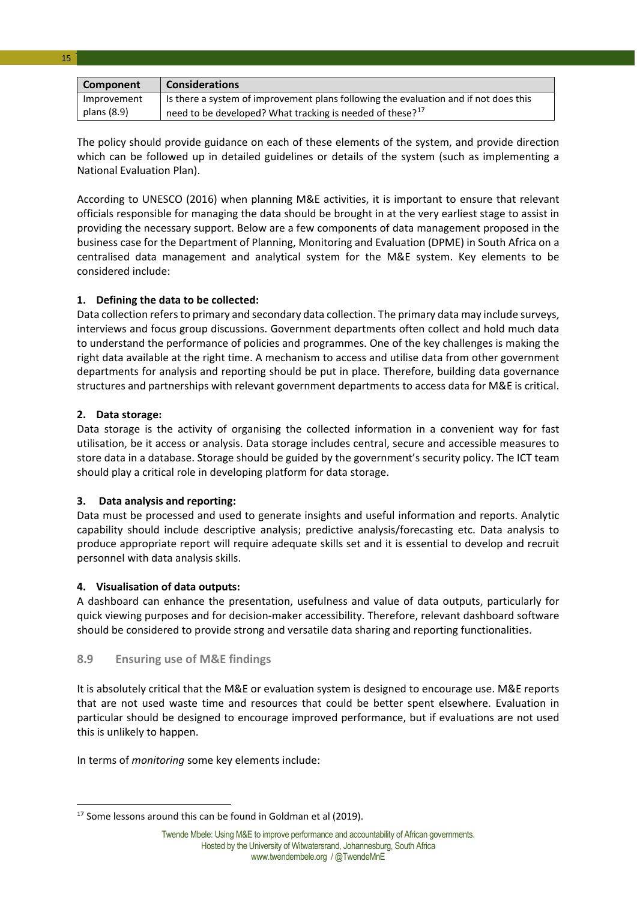| Component | Considerations |
| --- | --- |
| Improvement plans (8.9) | Is there a system of improvement plans following the evaluation and if not does this need to be developed? What tracking is needed of these?[17] |

The policy should provide guidance on each of these elements of the system, and provide direction which can be followed up in detailed guidelines or details of the system (such as implementing a National Evaluation Plan).

According to UNESCO (2016) when planning M&E activities, it is important to ensure that relevant officials responsible for managing the data should be brought in at the very earliest stage to assist in providing the necessary support. Below are a few components of data management proposed in the business case for the Department of Planning, Monitoring and Evaluation (DPME) in South Africa on a centralised data management and analytical system for the M&E system. Key elements to be considered include:

**1. Defining the data to be collected:**
Data collection refers to primary and secondary data collection. The primary data may include surveys, interviews and focus group discussions. Government departments often collect and hold much data to understand the performance of policies and programmes. One of the key challenges is making the right data available at the right time. A mechanism to access and utilise data from other government departments for analysis and reporting should be put in place. Therefore, building data governance structures and partnerships with relevant government departments to access data for M&E is critical.

**2. Data storage:**
Data storage is the activity of organising the collected information in a convenient way for fast utilisation, be it access or analysis. Data storage includes central, secure and accessible measures to store data in a database. Storage should be guided by the government's security policy. The ICT team should play a critical role in developing platform for data storage.

**3. Data analysis and reporting:**
Data must be processed and used to generate insights and useful information and reports. Analytic capability should include descriptive analysis; predictive analysis/forecasting etc. Data analysis to produce appropriate report will require adequate skills set and it is essential to develop and recruit personnel with data analysis skills.

**4. Visualisation of data outputs:**
A dashboard can enhance the presentation, usefulness and value of data outputs, particularly for quick viewing purposes and for decision-maker accessibility. Therefore, relevant dashboard software should be considered to provide strong and versatile data sharing and reporting functionalities.

### 8.9 Ensuring use of M&E findings

It is absolutely critical that the M&E or evaluation system is designed to encourage use. M&E reports that are not used waste time and resources that could be better spent elsewhere. Evaluation in particular should be designed to encourage improved performance, but if evaluations are not used this is unlikely to happen.

In terms of *monitoring* some key elements include:

[17] Some lessons around this can be found in Goldman et al (2019).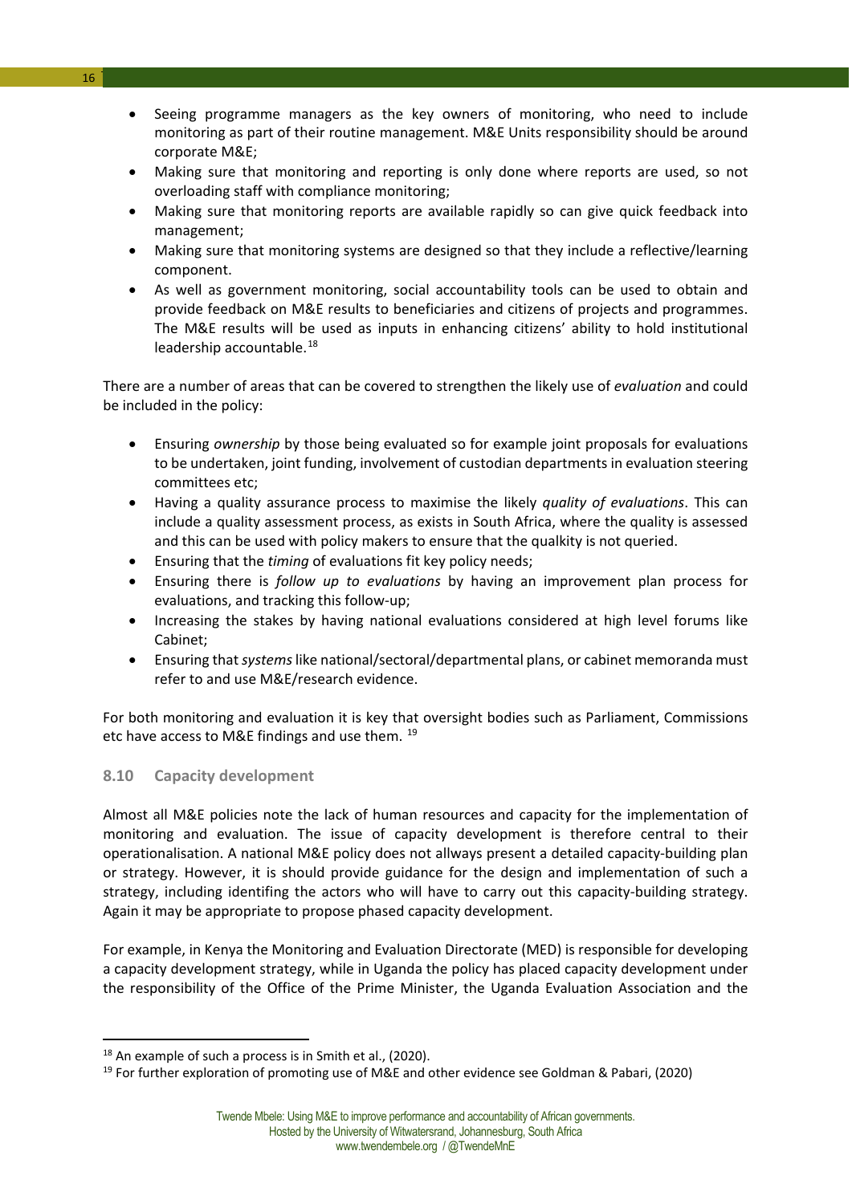- Seeing programme managers as the key owners of monitoring, who need to include monitoring as part of their routine management. M&E Units responsibility should be around corporate M&E;
- Making sure that monitoring and reporting is only done where reports are used, so not overloading staff with compliance monitoring;
- Making sure that monitoring reports are available rapidly so can give quick feedback into management;
- Making sure that monitoring systems are designed so that they include a reflective/learning component.
- As well as government monitoring, social accountability tools can be used to obtain and provide feedback on M&E results to beneficiaries and citizens of projects and programmes. The M&E results will be used as inputs in enhancing citizens' ability to hold institutional leadership accountable.[18]

There are a number of areas that can be covered to strengthen the likely use of *evaluation* and could be included in the policy:

- Ensuring *ownership* by those being evaluated so for example joint proposals for evaluations to be undertaken, joint funding, involvement of custodian departments in evaluation steering committees etc;
- Having a quality assurance process to maximise the likely *quality of evaluations*. This can include a quality assessment process, as exists in South Africa, where the quality is assessed and this can be used with policy makers to ensure that the qualkity is not queried.
- Ensuring that the *timing* of evaluations fit key policy needs;
- Ensuring there is *follow up to evaluations* by having an improvement plan process for evaluations, and tracking this follow-up;
- Increasing the stakes by having national evaluations considered at high level forums like Cabinet;
- Ensuring that *systems* like national/sectoral/departmental plans, or cabinet memoranda must refer to and use M&E/research evidence.

For both monitoring and evaluation it is key that oversight bodies such as Parliament, Commissions etc have access to M&E findings and use them. [19]

### 8.10 Capacity development

Almost all M&E policies note the lack of human resources and capacity for the implementation of monitoring and evaluation. The issue of capacity development is therefore central to their operationalisation. A national M&E policy does not allways present a detailed capacity-building plan or strategy. However, it is should provide guidance for the design and implementation of such a strategy, including identifing the actors who will have to carry out this capacity-building strategy. Again it may be appropriate to propose phased capacity development.

For example, in Kenya the Monitoring and Evaluation Directorate (MED) is responsible for developing a capacity development strategy, while in Uganda the policy has placed capacity development under the responsibility of the Office of the Prime Minister, the Uganda Evaluation Association and the

---

[18] An example of such a process is in Smith et al., (2020).

[19] For further exploration of promoting use of M&E and other evidence see Goldman & Pabari, (2020)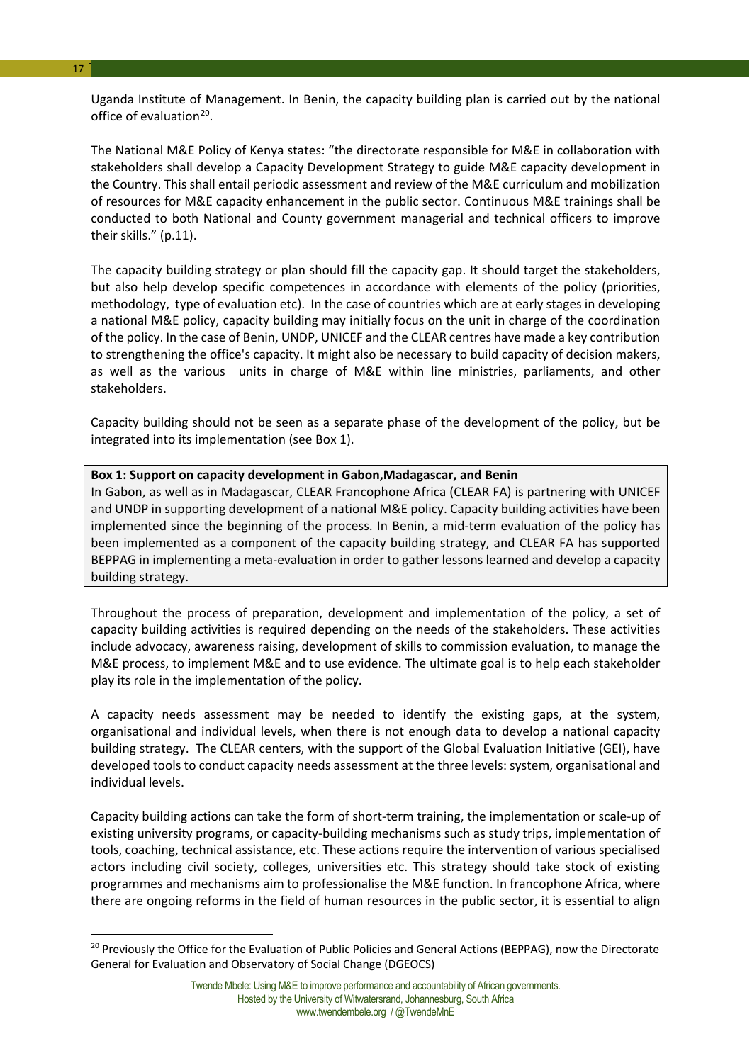Uganda Institute of Management. In Benin, the capacity building plan is carried out by the national office of evaluation[20].

The National M&E Policy of Kenya states: "the directorate responsible for M&E in collaboration with stakeholders shall develop a Capacity Development Strategy to guide M&E capacity development in the Country. This shall entail periodic assessment and review of the M&E curriculum and mobilization of resources for M&E capacity enhancement in the public sector. Continuous M&E trainings shall be conducted to both National and County government managerial and technical officers to improve their skills." (p.11).

The capacity building strategy or plan should fill the capacity gap. It should target the stakeholders, but also help develop specific competences in accordance with elements of the policy (priorities, methodology, type of evaluation etc). In the case of countries which are at early stages in developing a national M&E policy, capacity building may initially focus on the unit in charge of the coordination of the policy. In the case of Benin, UNDP, UNICEF and the CLEAR centres have made a key contribution to strengthening the office's capacity. It might also be necessary to build capacity of decision makers, as well as the various units in charge of M&E within line ministries, parliaments, and other stakeholders.

Capacity building should not be seen as a separate phase of the development of the policy, but be integrated into its implementation (see Box 1).

**Box 1: Support on capacity development in Gabon,Madagascar, and Benin**

In Gabon, as well as in Madagascar, CLEAR Francophone Africa (CLEAR FA) is partnering with UNICEF and UNDP in supporting development of a national M&E policy. Capacity building activities have been implemented since the beginning of the process. In Benin, a mid-term evaluation of the policy has been implemented as a component of the capacity building strategy, and CLEAR FA has supported BEPPAG in implementing a meta-evaluation in order to gather lessons learned and develop a capacity building strategy.

Throughout the process of preparation, development and implementation of the policy, a set of capacity building activities is required depending on the needs of the stakeholders. These activities include advocacy, awareness raising, development of skills to commission evaluation, to manage the M&E process, to implement M&E and to use evidence. The ultimate goal is to help each stakeholder play its role in the implementation of the policy.

A capacity needs assessment may be needed to identify the existing gaps, at the system, organisational and individual levels, when there is not enough data to develop a national capacity building strategy. The CLEAR centers, with the support of the Global Evaluation Initiative (GEI), have developed tools to conduct capacity needs assessment at the three levels: system, organisational and individual levels.

Capacity building actions can take the form of short-term training, the implementation or scale-up of existing university programs, or capacity-building mechanisms such as study trips, implementation of tools, coaching, technical assistance, etc. These actions require the intervention of various specialised actors including civil society, colleges, universities etc. This strategy should take stock of existing programmes and mechanisms aim to professionalise the M&E function. In francophone Africa, where there are ongoing reforms in the field of human resources in the public sector, it is essential to align

[20] Previously the Office for the Evaluation of Public Policies and General Actions (BEPPAG), now the Directorate General for Evaluation and Observatory of Social Change (DGEOCS)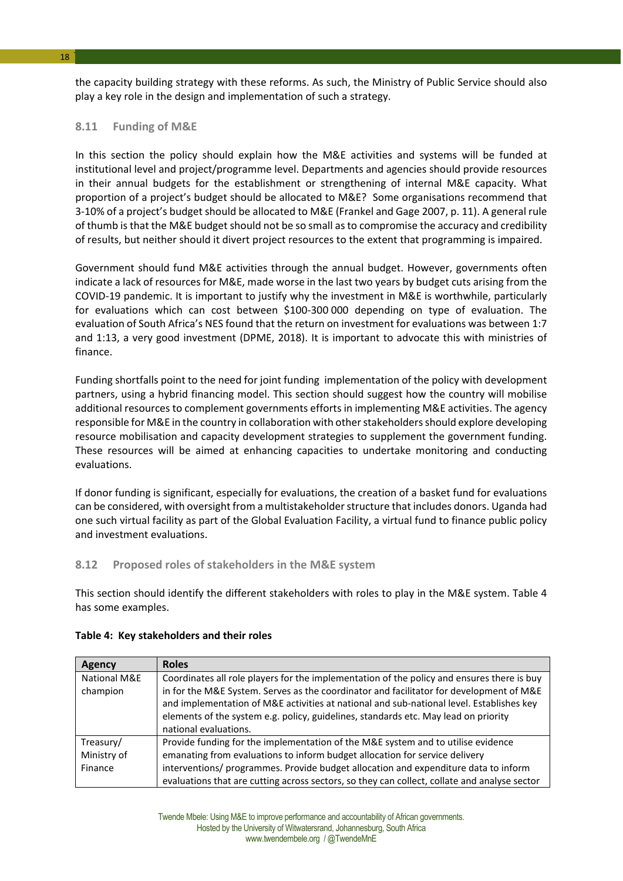the capacity building strategy with these reforms. As such, the Ministry of Public Service should also play a key role in the design and implementation of such a strategy.

### 8.11 Funding of M&E

In this section the policy should explain how the M&E activities and systems will be funded at institutional level and project/programme level. Departments and agencies should provide resources in their annual budgets for the establishment or strengthening of internal M&E capacity. What proportion of a project's budget should be allocated to M&E? Some organisations recommend that 3-10% of a project's budget should be allocated to M&E (Frankel and Gage 2007, p. 11). A general rule of thumb is that the M&E budget should not be so small as to compromise the accuracy and credibility of results, but neither should it divert project resources to the extent that programming is impaired.

Government should fund M&E activities through the annual budget. However, governments often indicate a lack of resources for M&E, made worse in the last two years by budget cuts arising from the COVID-19 pandemic. It is important to justify why the investment in M&E is worthwhile, particularly for evaluations which can cost between $100-300 000 depending on type of evaluation. The evaluation of South Africa's NES found that the return on investment for evaluations was between 1:7 and 1:13, a very good investment (DPME, 2018). It is important to advocate this with ministries of finance.

Funding shortfalls point to the need for joint funding implementation of the policy with development partners, using a hybrid financing model. This section should suggest how the country will mobilise additional resources to complement governments efforts in implementing M&E activities. The agency responsible for M&E in the country in collaboration with other stakeholders should explore developing resource mobilisation and capacity development strategies to supplement the government funding. These resources will be aimed at enhancing capacities to undertake monitoring and conducting evaluations.

If donor funding is significant, especially for evaluations, the creation of a basket fund for evaluations can be considered, with oversight from a multistakeholder structure that includes donors. Uganda had one such virtual facility as part of the Global Evaluation Facility, a virtual fund to finance public policy and investment evaluations.

### 8.12 Proposed roles of stakeholders in the M&E system

This section should identify the different stakeholders with roles to play in the M&E system. Table 4 has some examples.

**Table 4: Key stakeholders and their roles**

| Agency | Roles |
| --- | --- |
| National M&E champion | Coordinates all role players for the implementation of the policy and ensures there is buy in for the M&E System. Serves as the coordinator and facilitator for development of M&E and implementation of M&E activities at national and sub-national level. Establishes key elements of the system e.g. policy, guidelines, standards etc. May lead on priority national evaluations. |
| Treasury/ Ministry of Finance | Provide funding for the implementation of the M&E system and to utilise evidence emanating from evaluations to inform budget allocation for service delivery interventions/ programmes. Provide budget allocation and expenditure data to inform evaluations that are cutting across sectors, so they can collect, collate and analyse sector |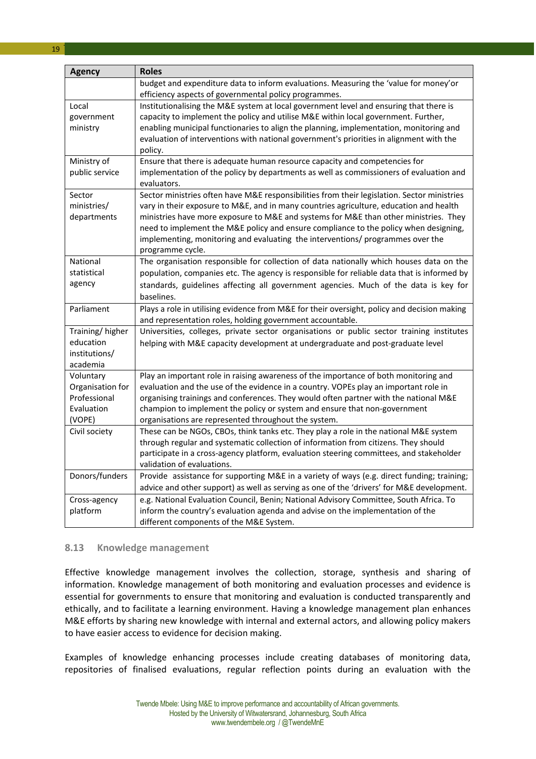| Agency | Roles |
|---|---|
| | budget and expenditure data to inform evaluations. Measuring the 'value for money'or efficiency aspects of governmental policy programmes. |
| Local government ministry | Institutionalising the M&E system at local government level and ensuring that there is capacity to implement the policy and utilise M&E within local government. Further, enabling municipal functionaries to align the planning, implementation, monitoring and evaluation of interventions with national government's priorities in alignment with the policy. |
| Ministry of public service | Ensure that there is adequate human resource capacity and competencies for implementation of the policy by departments as well as commissioners of evaluation and evaluators. |
| Sector ministries/ departments | Sector ministries often have M&E responsibilities from their legislation. Sector ministries vary in their exposure to M&E, and in many countries agriculture, education and health ministries have more exposure to M&E and systems for M&E than other ministries. They need to implement the M&E policy and ensure compliance to the policy when designing, implementing, monitoring and evaluating the interventions/ programmes over the programme cycle. |
| National statistical agency | The organisation responsible for collection of data nationally which houses data on the population, companies etc. The agency is responsible for reliable data that is informed by standards, guidelines affecting all government agencies. Much of the data is key for baselines. |
| Parliament | Plays a role in utilising evidence from M&E for their oversight, policy and decision making and representation roles, holding government accountable. |
| Training/ higher education institutions/ academia | Universities, colleges, private sector organisations or public sector training institutes helping with M&E capacity development at undergraduate and post-graduate level |
| Voluntary Organisation for Professional Evaluation (VOPE) | Play an important role in raising awareness of the importance of both monitoring and evaluation and the use of the evidence in a country. VOPEs play an important role in organising trainings and conferences. They would often partner with the national M&E champion to implement the policy or system and ensure that non-government organisations are represented throughout the system. |
| Civil society | These can be NGOs, CBOs, think tanks etc. They play a role in the national M&E system through regular and systematic collection of information from citizens. They should participate in a cross-agency platform, evaluation steering committees, and stakeholder validation of evaluations. |
| Donors/funders | Provide assistance for supporting M&E in a variety of ways (e.g. direct funding; training; advice and other support) as well as serving as one of the 'drivers' for M&E development. |
| Cross-agency platform | e.g. National Evaluation Council, Benin; National Advisory Committee, South Africa. To inform the country's evaluation agenda and advise on the implementation of the different components of the M&E System. |

### 8.13 Knowledge management

Effective knowledge management involves the collection, storage, synthesis and sharing of information. Knowledge management of both monitoring and evaluation processes and evidence is essential for governments to ensure that monitoring and evaluation is conducted transparently and ethically, and to facilitate a learning environment. Having a knowledge management plan enhances M&E efforts by sharing new knowledge with internal and external actors, and allowing policy makers to have easier access to evidence for decision making.

Examples of knowledge enhancing processes include creating databases of monitoring data, repositories of finalised evaluations, regular reflection points during an evaluation with the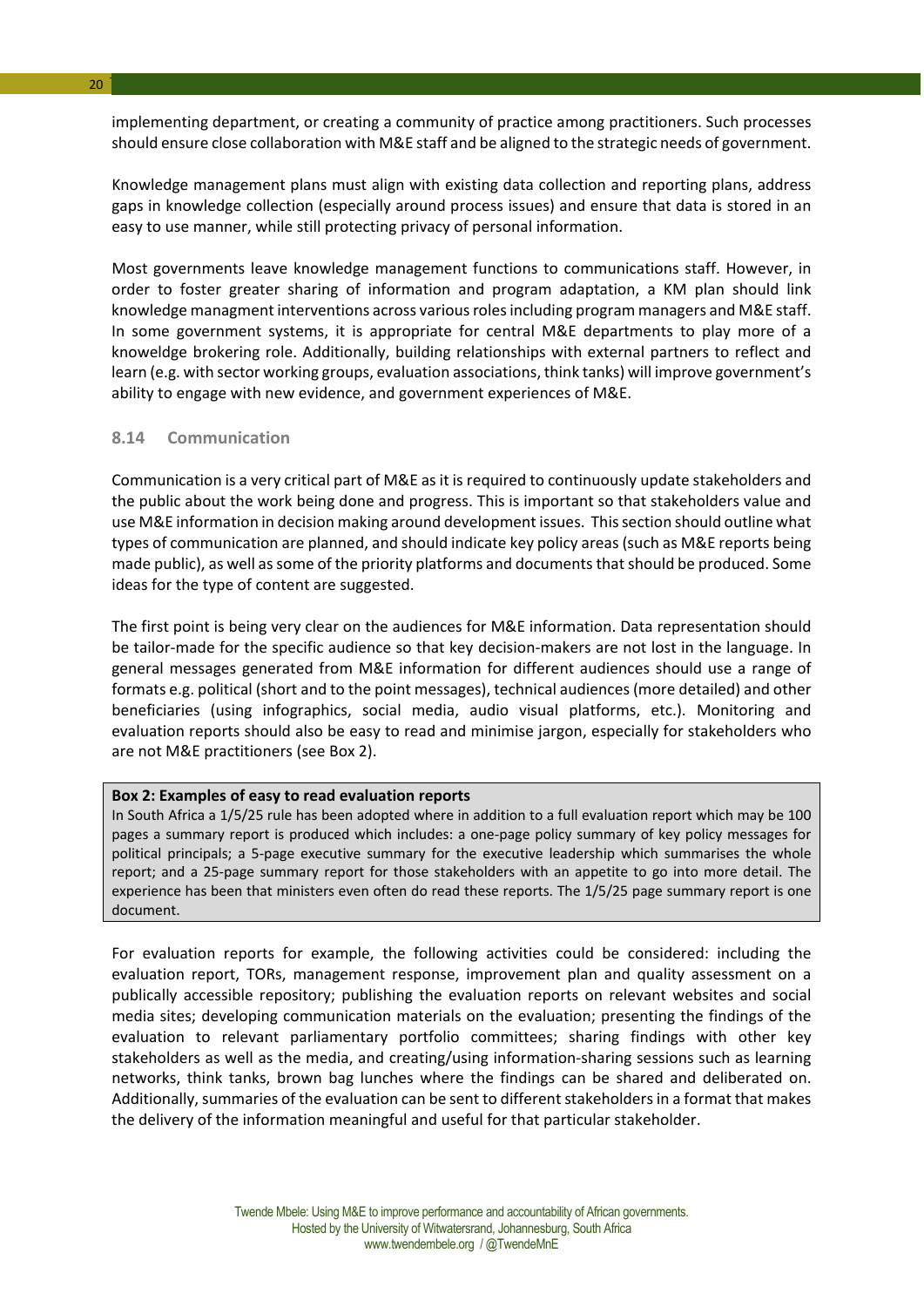implementing department, or creating a community of practice among practitioners. Such processes should ensure close collaboration with M&E staff and be aligned to the strategic needs of government.

Knowledge management plans must align with existing data collection and reporting plans, address gaps in knowledge collection (especially around process issues) and ensure that data is stored in an easy to use manner, while still protecting privacy of personal information.

Most governments leave knowledge management functions to communications staff. However, in order to foster greater sharing of information and program adaptation, a KM plan should link knowledge managment interventions across various roles including program managers and M&E staff. In some government systems, it is appropriate for central M&E departments to play more of a knoweldge brokering role. Additionally, building relationships with external partners to reflect and learn (e.g. with sector working groups, evaluation associations, think tanks) will improve government's ability to engage with new evidence, and government experiences of M&E.

### 8.14 Communication

Communication is a very critical part of M&E as it is required to continuously update stakeholders and the public about the work being done and progress. This is important so that stakeholders value and use M&E information in decision making around development issues. This section should outline what types of communication are planned, and should indicate key policy areas (such as M&E reports being made public), as well as some of the priority platforms and documents that should be produced. Some ideas for the type of content are suggested.

The first point is being very clear on the audiences for M&E information. Data representation should be tailor-made for the specific audience so that key decision-makers are not lost in the language. In general messages generated from M&E information for different audiences should use a range of formats e.g. political (short and to the point messages), technical audiences (more detailed) and other beneficiaries (using infographics, social media, audio visual platforms, etc.). Monitoring and evaluation reports should also be easy to read and minimise jargon, especially for stakeholders who are not M&E practitioners (see Box 2).

**Box 2: Examples of easy to read evaluation reports**

In South Africa a 1/5/25 rule has been adopted where in addition to a full evaluation report which may be 100 pages a summary report is produced which includes: a one-page policy summary of key policy messages for political principals; a 5-page executive summary for the executive leadership which summarises the whole report; and a 25-page summary report for those stakeholders with an appetite to go into more detail. The experience has been that ministers even often do read these reports. The 1/5/25 page summary report is one document.

For evaluation reports for example, the following activities could be considered: including the evaluation report, TORs, management response, improvement plan and quality assessment on a publically accessible repository; publishing the evaluation reports on relevant websites and social media sites; developing communication materials on the evaluation; presenting the findings of the evaluation to relevant parliamentary portfolio committees; sharing findings with other key stakeholders as well as the media, and creating/using information-sharing sessions such as learning networks, think tanks, brown bag lunches where the findings can be shared and deliberated on. Additionally, summaries of the evaluation can be sent to different stakeholders in a format that makes the delivery of the information meaningful and useful for that particular stakeholder.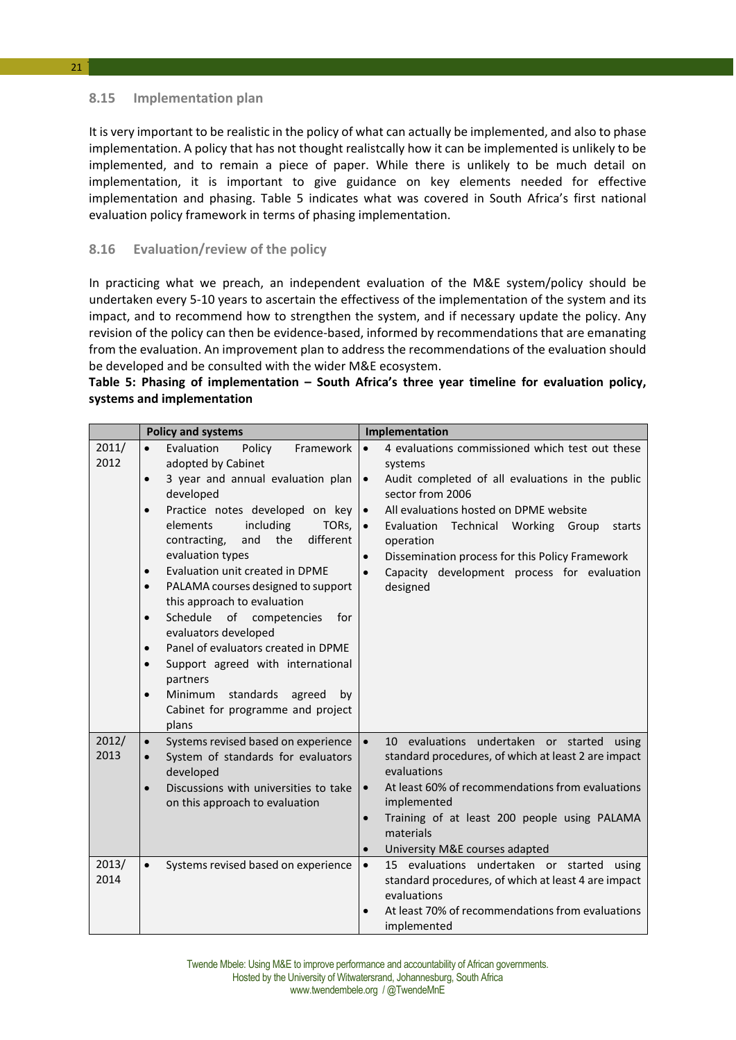### 8.15 Implementation plan

It is very important to be realistic in the policy of what can actually be implemented, and also to phase implementation. A policy that has not thought realistcally how it can be implemented is unlikely to be implemented, and to remain a piece of paper. While there is unlikely to be much detail on implementation, it is important to give guidance on key elements needed for effective implementation and phasing. Table 5 indicates what was covered in South Africa's first national evaluation policy framework in terms of phasing implementation.

### 8.16 Evaluation/review of the policy

In practicing what we preach, an independent evaluation of the M&E system/policy should be undertaken every 5-10 years to ascertain the effectivess of the implementation of the system and its impact, and to recommend how to strengthen the system, and if necessary update the policy. Any revision of the policy can then be evidence-based, informed by recommendations that are emanating from the evaluation. An improvement plan to address the recommendations of the evaluation should be developed and be consulted with the wider M&E ecosystem.

**Table 5: Phasing of implementation – South Africa's three year timeline for evaluation policy, systems and implementation**

| | Policy and systems | Implementation |
|---|---|---|
| 2011/ 2012 | • Evaluation Policy Framework adopted by Cabinet<br>• 3 year and annual evaluation plan developed<br>• Practice notes developed on key elements including TORs, contracting, and the different evaluation types<br>• Evaluation unit created in DPME<br>• PALAMA courses designed to support this approach to evaluation<br>• Schedule of competencies for evaluators developed<br>• Panel of evaluators created in DPME<br>• Support agreed with international partners<br>• Minimum standards agreed by Cabinet for programme and project plans | • 4 evaluations commissioned which test out these systems<br>• Audit completed of all evaluations in the public sector from 2006<br>• All evaluations hosted on DPME website<br>• Evaluation Technical Working Group starts operation<br>• Dissemination process for this Policy Framework<br>• Capacity development process for evaluation designed |
| 2012/ 2013 | • Systems revised based on experience<br>• System of standards for evaluators developed<br>• Discussions with universities to take on this approach to evaluation | • 10 evaluations undertaken or started using standard procedures, of which at least 2 are impact evaluations<br>• At least 60% of recommendations from evaluations implemented<br>• Training of at least 200 people using PALAMA materials<br>• University M&E courses adapted |
| 2013/ 2014 | • Systems revised based on experience | • 15 evaluations undertaken or started using standard procedures, of which at least 4 are impact evaluations<br>• At least 70% of recommendations from evaluations implemented |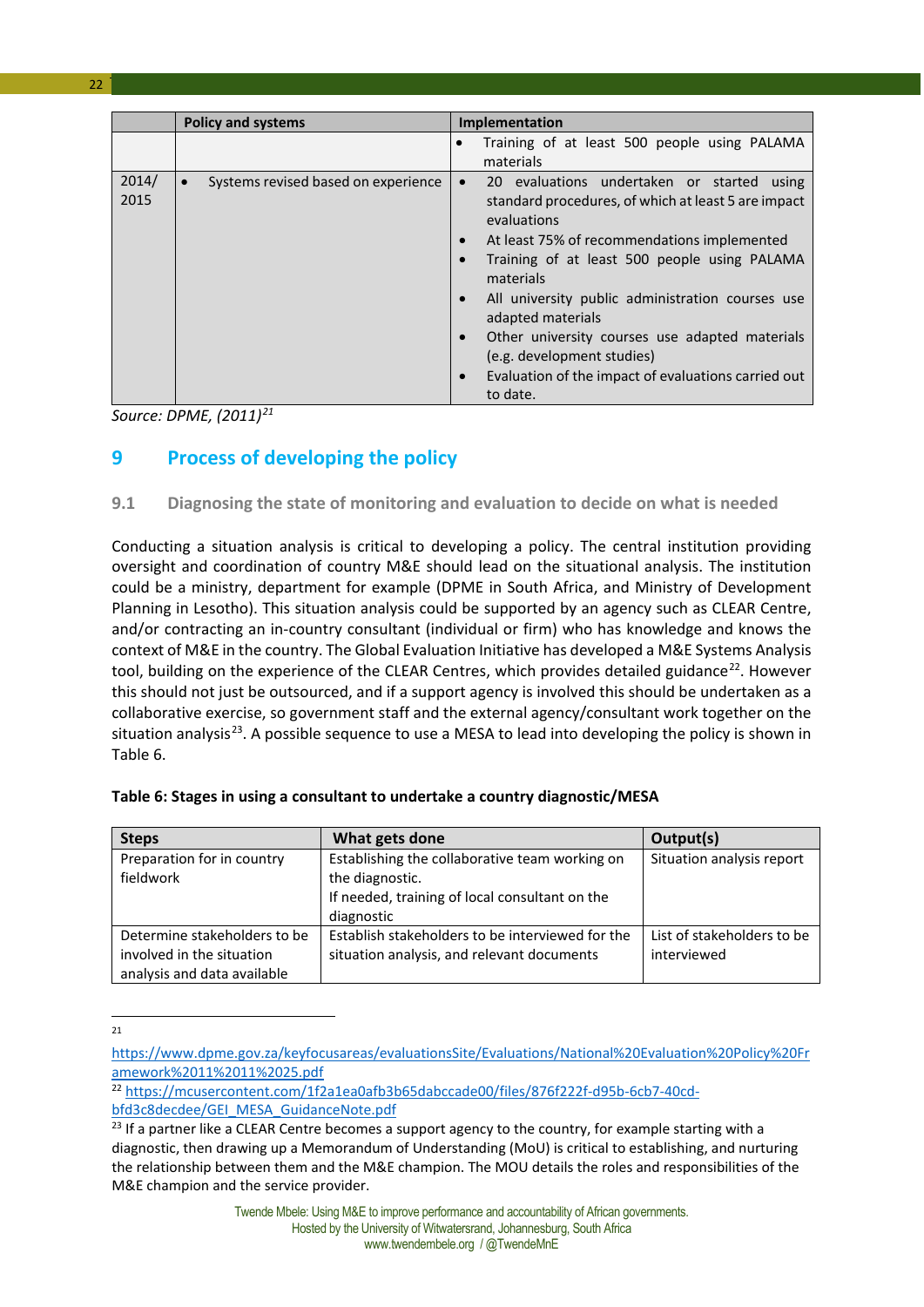|  | Policy and systems | Implementation |
|---|---|---|
|  |  | • Training of at least 500 people using PALAMA materials |
| 2014/ 2015 | • Systems revised based on experience | • 20 evaluations undertaken or started using standard procedures, of which at least 5 are impact evaluations<br>• At least 75% of recommendations implemented<br>• Training of at least 500 people using PALAMA materials<br>• All university public administration courses use adapted materials<br>• Other university courses use adapted materials (e.g. development studies)<br>• Evaluation of the impact of evaluations carried out to date. |

*Source: DPME, (2011)*[21]

# 9 Process of developing the policy

## 9.1 Diagnosing the state of monitoring and evaluation to decide on what is needed

Conducting a situation analysis is critical to developing a policy. The central institution providing oversight and coordination of country M&E should lead on the situational analysis. The institution could be a ministry, department for example (DPME in South Africa, and Ministry of Development Planning in Lesotho). This situation analysis could be supported by an agency such as CLEAR Centre, and/or contracting an in-country consultant (individual or firm) who has knowledge and knows the context of M&E in the country. The Global Evaluation Initiative has developed a M&E Systems Analysis tool, building on the experience of the CLEAR Centres, which provides detailed guidance[22]. However this should not just be outsourced, and if a support agency is involved this should be undertaken as a collaborative exercise, so government staff and the external agency/consultant work together on the situation analysis[23]. A possible sequence to use a MESA to lead into developing the policy is shown in Table 6.

**Table 6: Stages in using a consultant to undertake a country diagnostic/MESA**

| Steps | What gets done | Output(s) |
|---|---|---|
| Preparation for in country fieldwork | Establishing the collaborative team working on the diagnostic.<br>If needed, training of local consultant on the diagnostic | Situation analysis report |
| Determine stakeholders to be involved in the situation analysis and data available | Establish stakeholders to be interviewed for the situation analysis, and relevant documents | List of stakeholders to be interviewed |

[21] https://www.dpme.gov.za/keyfocusareas/evaluationsSite/Evaluations/National%20Evaluation%20Policy%20Framework%2011%2011%2025.pdf

[22] https://mcusercontent.com/1f2a1ea0afb3b65dabccade00/files/876f222f-d95b-6cb7-40cd-bfd3c8decdee/GEI_MESA_GuidanceNote.pdf

[23] If a partner like a CLEAR Centre becomes a support agency to the country, for example starting with a diagnostic, then drawing up a Memorandum of Understanding (MoU) is critical to establishing, and nurturing the relationship between them and the M&E champion. The MOU details the roles and responsibilities of the M&E champion and the service provider.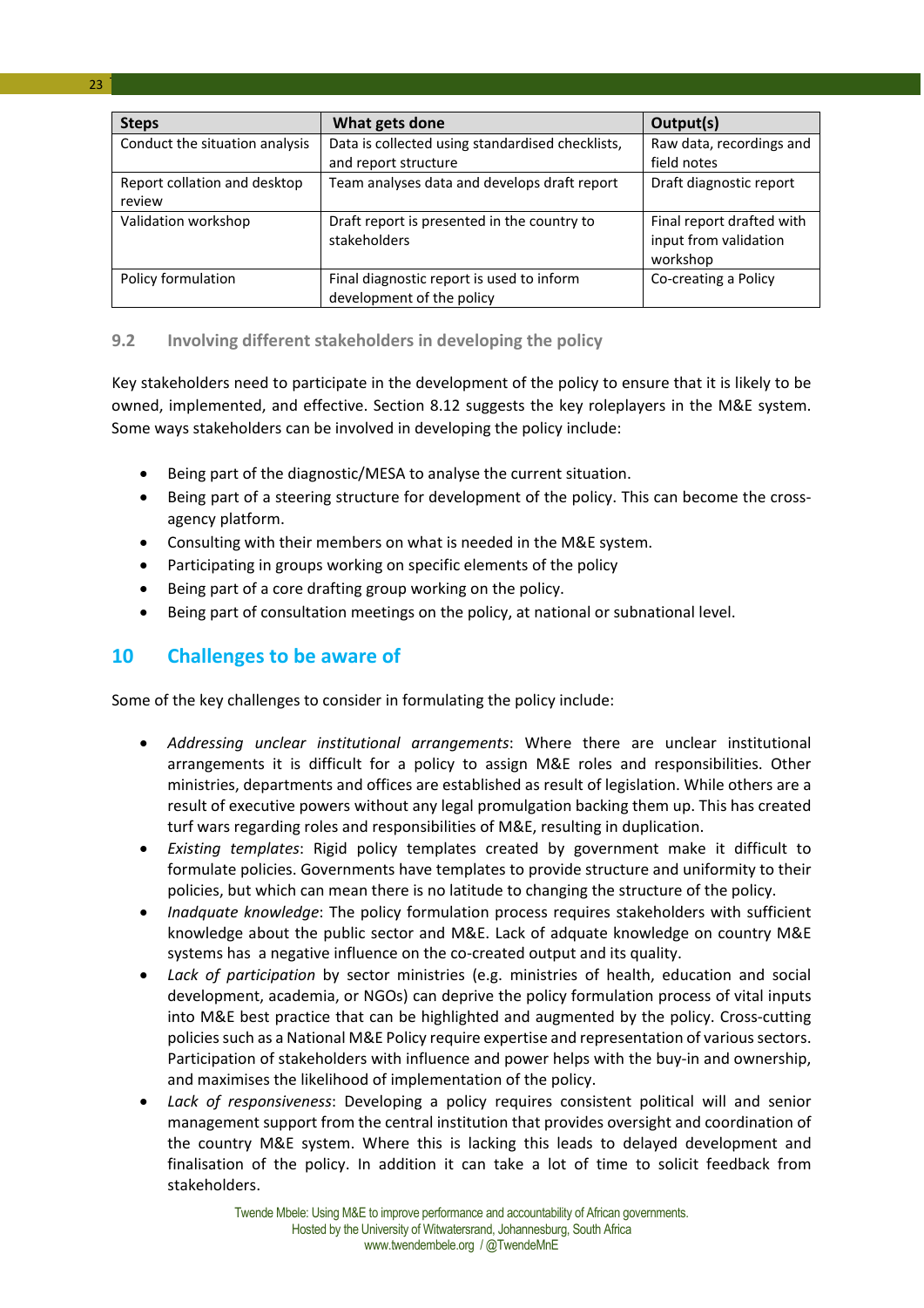| Steps | What gets done | Output(s) |
| --- | --- | --- |
| Conduct the situation analysis | Data is collected using standardised checklists, and report structure | Raw data, recordings and field notes |
| Report collation and desktop review | Team analyses data and develops draft report | Draft diagnostic report |
| Validation workshop | Draft report is presented in the country to stakeholders | Final report drafted with input from validation workshop |
| Policy formulation | Final diagnostic report is used to inform development of the policy | Co-creating a Policy |

### 9.2 Involving different stakeholders in developing the policy

Key stakeholders need to participate in the development of the policy to ensure that it is likely to be owned, implemented, and effective. Section 8.12 suggests the key roleplayers in the M&E system. Some ways stakeholders can be involved in developing the policy include:

- Being part of the diagnostic/MESA to analyse the current situation.
- Being part of a steering structure for development of the policy. This can become the cross-agency platform.
- Consulting with their members on what is needed in the M&E system.
- Participating in groups working on specific elements of the policy
- Being part of a core drafting group working on the policy.
- Being part of consultation meetings on the policy, at national or subnational level.

## 10 Challenges to be aware of

Some of the key challenges to consider in formulating the policy include:

- *Addressing unclear institutional arrangements*: Where there are unclear institutional arrangements it is difficult for a policy to assign M&E roles and responsibilities. Other ministries, departments and offices are established as result of legislation. While others are a result of executive powers without any legal promulgation backing them up. This has created turf wars regarding roles and responsibilities of M&E, resulting in duplication.
- *Existing templates*: Rigid policy templates created by government make it difficult to formulate policies. Governments have templates to provide structure and uniformity to their policies, but which can mean there is no latitude to changing the structure of the policy.
- *Inadquate knowledge*: The policy formulation process requires stakeholders with sufficient knowledge about the public sector and M&E. Lack of adquate knowledge on country M&E systems has a negative influence on the co-created output and its quality.
- *Lack of participation* by sector ministries (e.g. ministries of health, education and social development, academia, or NGOs) can deprive the policy formulation process of vital inputs into M&E best practice that can be highlighted and augmented by the policy. Cross-cutting policies such as a National M&E Policy require expertise and representation of various sectors. Participation of stakeholders with influence and power helps with the buy-in and ownership, and maximises the likelihood of implementation of the policy.
- *Lack of responsiveness*: Developing a policy requires consistent political will and senior management support from the central institution that provides oversight and coordination of the country M&E system. Where this is lacking this leads to delayed development and finalisation of the policy. In addition it can take a lot of time to solicit feedback from stakeholders.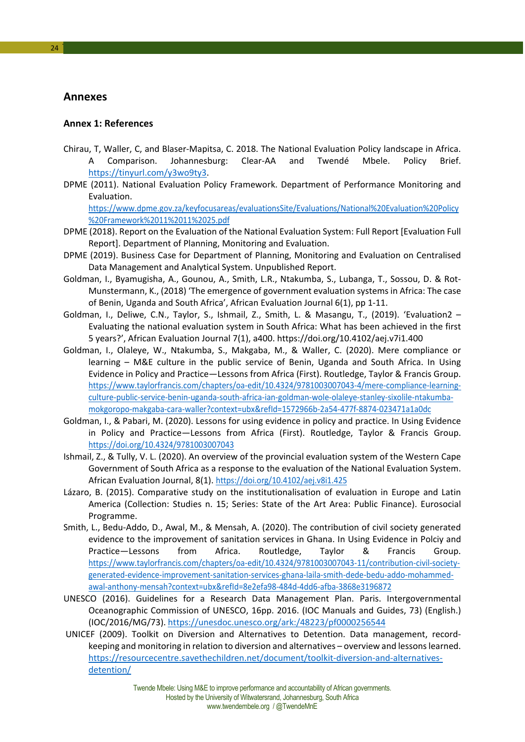# Annexes

## Annex 1: References

Chirau, T, Waller, C, and Blaser-Mapitsa, C. 2018. The National Evaluation Policy landscape in Africa. A Comparison. Johannesburg: Clear-AA and Twendé Mbele. Policy Brief. https://tinyurl.com/y3wo9ty3.

DPME (2011). National Evaluation Policy Framework. Department of Performance Monitoring and Evaluation. https://www.dpme.gov.za/keyfocusareas/evaluationsSite/Evaluations/National%20Evaluation%20Policy%20Framework%2011%2011%2025.pdf

DPME (2018). Report on the Evaluation of the National Evaluation System: Full Report [Evaluation Full Report]. Department of Planning, Monitoring and Evaluation.

DPME (2019). Business Case for Department of Planning, Monitoring and Evaluation on Centralised Data Management and Analytical System. Unpublished Report.

Goldman, I., Byamugisha, A., Gounou, A., Smith, L.R., Ntakumba, S., Lubanga, T., Sossou, D. & Rot-Munstermann, K., (2018) 'The emergence of government evaluation systems in Africa: The case of Benin, Uganda and South Africa', African Evaluation Journal 6(1), pp 1-11.

Goldman, I., Deliwe, C.N., Taylor, S., Ishmail, Z., Smith, L. & Masangu, T., (2019). 'Evaluation2 – Evaluating the national evaluation system in South Africa: What has been achieved in the first 5 years?', African Evaluation Journal 7(1), a400. https://doi.org/10.4102/aej.v7i1.400

Goldman, I., Olaleye, W., Ntakumba, S., Makgaba, M., & Waller, C. (2020). Mere compliance or learning – M&E culture in the public service of Benin, Uganda and South Africa. In Using Evidence in Policy and Practice—Lessons from Africa (First). Routledge, Taylor & Francis Group. https://www.taylorfrancis.com/chapters/oa-edit/10.4324/9781003007043-4/mere-compliance-learning-culture-public-service-benin-uganda-south-africa-ian-goldman-wole-olaleye-stanley-sixolile-ntakumba-mokgoropo-makgaba-cara-waller?context=ubx&refId=1572966b-2a54-477f-8874-023471a1a0dc

Goldman, I., & Pabari, M. (2020). Lessons for using evidence in policy and practice. In Using Evidence in Policy and Practice—Lessons from Africa (First). Routledge, Taylor & Francis Group. https://doi.org/10.4324/9781003007043

Ishmail, Z., & Tully, V. L. (2020). An overview of the provincial evaluation system of the Western Cape Government of South Africa as a response to the evaluation of the National Evaluation System. African Evaluation Journal, 8(1). https://doi.org/10.4102/aej.v8i1.425

Lázaro, B. (2015). Comparative study on the institutionalisation of evaluation in Europe and Latin America (Collection: Studies n. 15; Series: State of the Art Area: Public Finance). Eurosocial Programme.

Smith, L., Bedu-Addo, D., Awal, M., & Mensah, A. (2020). The contribution of civil society generated evidence to the improvement of sanitation services in Ghana. In Using Evidence in Polciy and Practice—Lessons from Africa. Routledge, Taylor & Francis Group. https://www.taylorfrancis.com/chapters/oa-edit/10.4324/9781003007043-11/contribution-civil-society-generated-evidence-improvement-sanitation-services-ghana-laila-smith-dede-bedu-addo-mohammed-awal-anthony-mensah?context=ubx&refId=8e2efa98-484d-4dd6-afba-3868e3196872

UNESCO (2016). Guidelines for a Research Data Management Plan. Paris. Intergovernmental Oceanographic Commission of UNESCO, 16pp. 2016. (IOC Manuals and Guides, 73) (English.) (IOC/2016/MG/73). https://unesdoc.unesco.org/ark:/48223/pf0000256544

UNICEF (2009). Toolkit on Diversion and Alternatives to Detention. Data management, record-keeping and monitoring in relation to diversion and alternatives – overview and lessons learned. https://resourcecentre.savethechildren.net/document/toolkit-diversion-and-alternatives-detention/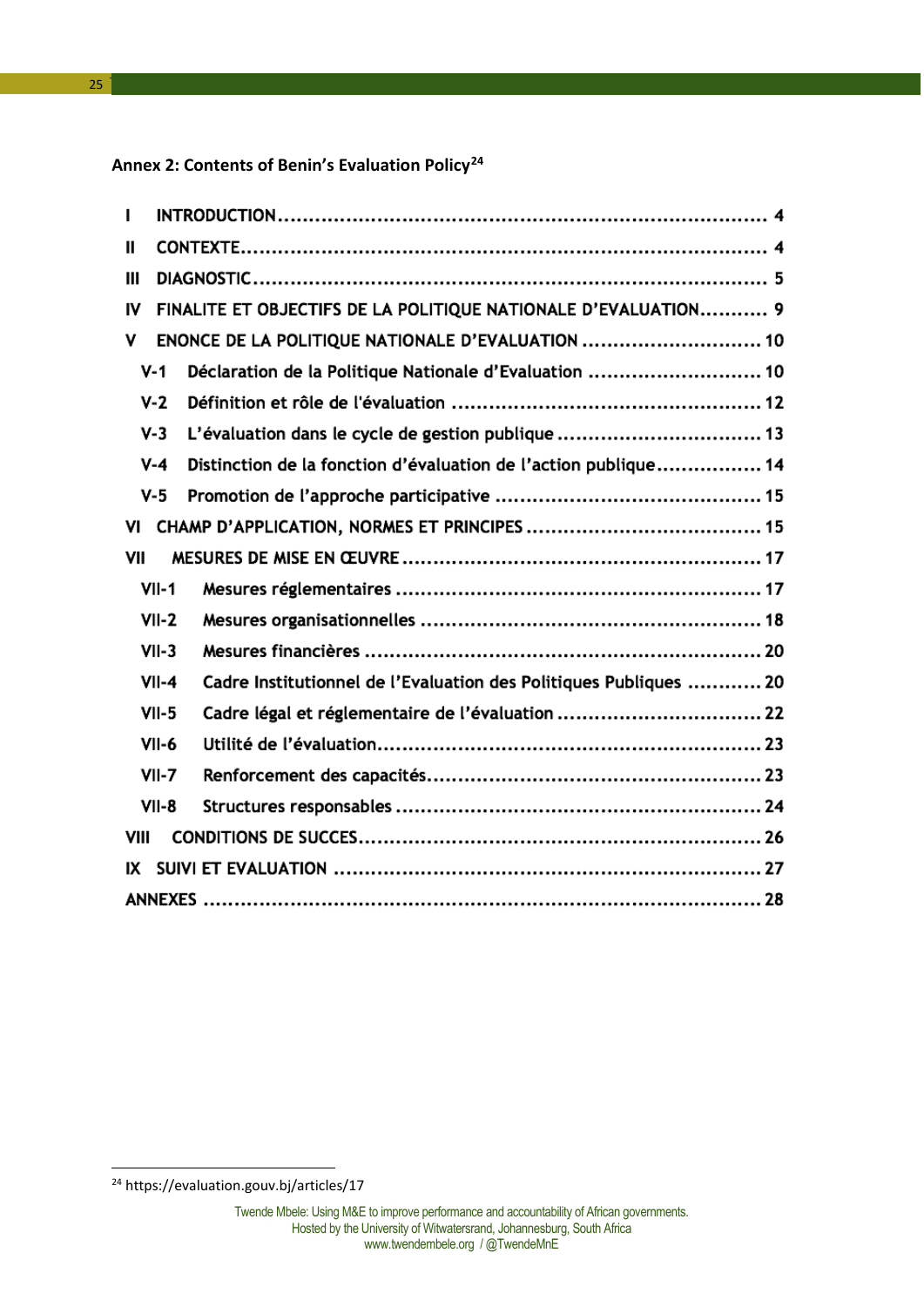**Annex 2: Contents of Benin's Evaluation Policy[24]**

- I INTRODUCTION ........ 4
- II CONTEXTE ........ 4
- III DIAGNOSTIC ........ 5
- IV FINALITE ET OBJECTIFS DE LA POLITIQUE NATIONALE D'EVALUATION ........ 9
- V ENONCE DE LA POLITIQUE NATIONALE D'EVALUATION ........ 10
  - V-1 Déclaration de la Politique Nationale d'Evaluation ........ 10
  - V-2 Définition et rôle de l'évaluation ........ 12
  - V-3 L'évaluation dans le cycle de gestion publique ........ 13
  - V-4 Distinction de la fonction d'évaluation de l'action publique ........ 14
  - V-5 Promotion de l'approche participative ........ 15
- VI CHAMP D'APPLICATION, NORMES ET PRINCIPES ........ 15
- VII MESURES DE MISE EN ŒUVRE ........ 17
  - VII-1 Mesures réglementaires ........ 17
  - VII-2 Mesures organisationnelles ........ 18
  - VII-3 Mesures financières ........ 20
  - VII-4 Cadre Institutionnel de l'Evaluation des Politiques Publiques ........ 20
  - VII-5 Cadre légal et réglementaire de l'évaluation ........ 22
  - VII-6 Utilité de l'évaluation ........ 23
  - VII-7 Renforcement des capacités ........ 23
  - VII-8 Structures responsables ........ 24
- VIII CONDITIONS DE SUCCES ........ 26
- IX SUIVI ET EVALUATION ........ 27
- ANNEXES ........ 28

[24] https://evaluation.gouv.bj/articles/17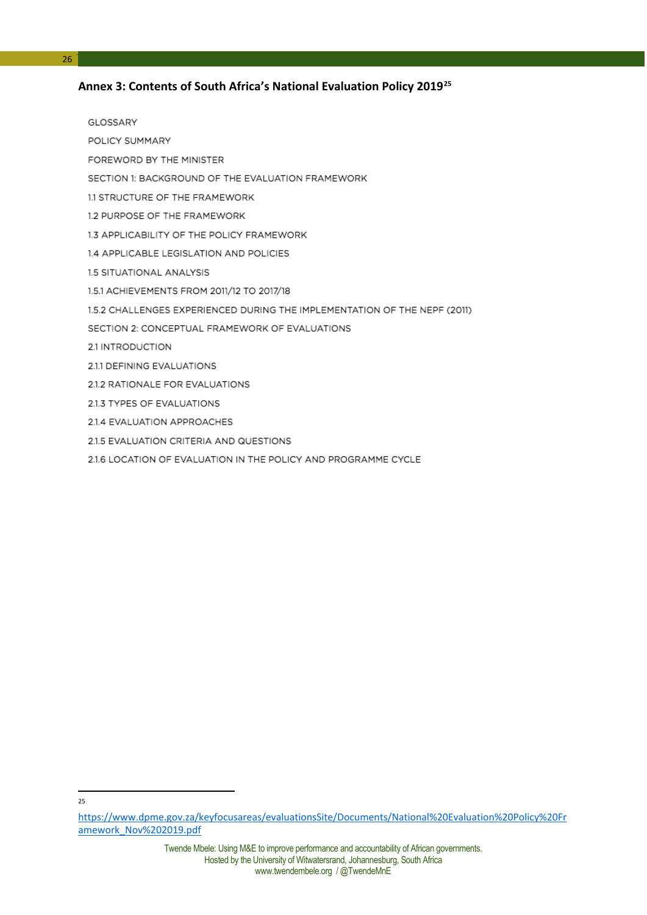## Annex 3: Contents of South Africa's National Evaluation Policy 2019[25]

GLOSSARY

POLICY SUMMARY

FOREWORD BY THE MINISTER

SECTION 1: BACKGROUND OF THE EVALUATION FRAMEWORK

1.1 STRUCTURE OF THE FRAMEWORK

1.2 PURPOSE OF THE FRAMEWORK

1.3 APPLICABILITY OF THE POLICY FRAMEWORK

1.4 APPLICABLE LEGISLATION AND POLICIES

1.5 SITUATIONAL ANALYSIS

1.5.1 ACHIEVEMENTS FROM 2011/12 TO 2017/18

1.5.2 CHALLENGES EXPERIENCED DURING THE IMPLEMENTATION OF THE NEPF (2011)

SECTION 2: CONCEPTUAL FRAMEWORK OF EVALUATIONS

2.1 INTRODUCTION

2.1.1 DEFINING EVALUATIONS

2.1.2 RATIONALE FOR EVALUATIONS

2.1.3 TYPES OF EVALUATIONS

2.1.4 EVALUATION APPROACHES

2.1.5 EVALUATION CRITERIA AND QUESTIONS

2.1.6 LOCATION OF EVALUATION IN THE POLICY AND PROGRAMME CYCLE

---

[25] https://www.dpme.gov.za/keyfocusareas/evaluationsSite/Documents/National%20Evaluation%20Policy%20Framework_Nov%202019.pdf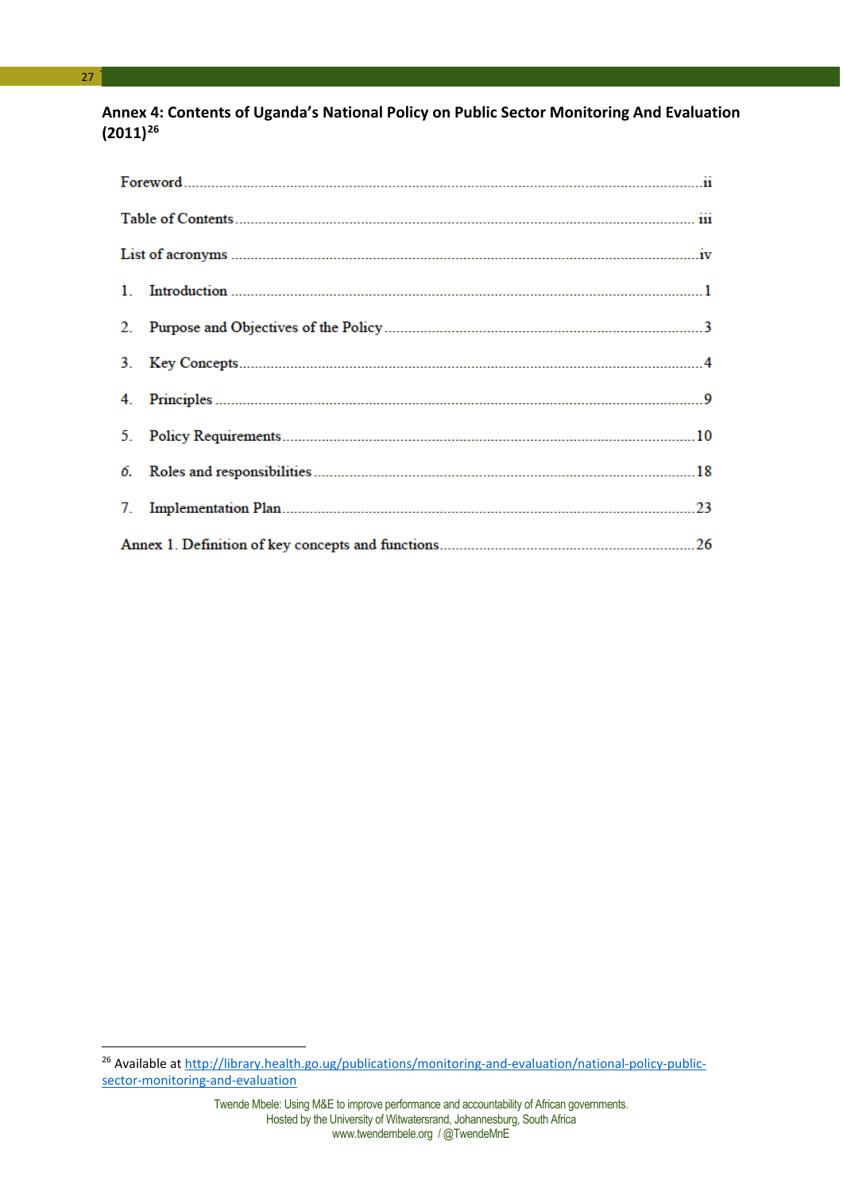## Annex 4: Contents of Uganda's National Policy on Public Sector Monitoring And Evaluation (2011)[26]

Foreword ........ ii

Table of Contents ........ iii

List of acronyms ........ iv

1. Introduction ........ 1
2. Purpose and Objectives of the Policy ........ 3
3. Key Concepts ........ 4
4. Principles ........ 9
5. Policy Requirements ........ 10
6. Roles and responsibilities ........ 18
7. Implementation Plan ........ 23

Annex 1. Definition of key concepts and functions ........ 26

[26] Available at http://library.health.go.ug/publications/monitoring-and-evaluation/national-policy-public-sector-monitoring-and-evaluation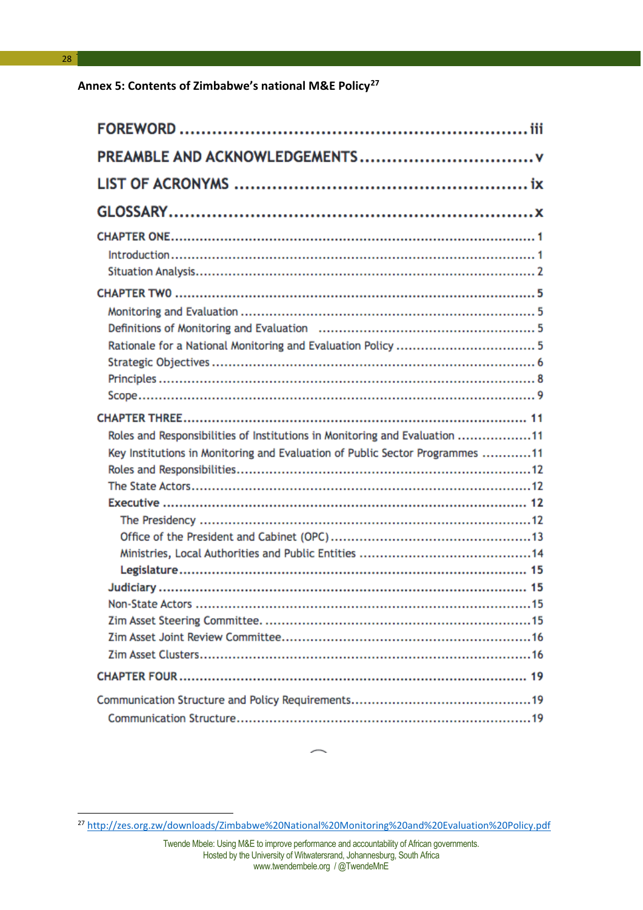**Annex 5: Contents of Zimbabwe's national M&E Policy**[27]

FOREWORD ..... iii

PREAMBLE AND ACKNOWLEDGEMENTS ..... v

LIST OF ACRONYMS ..... ix

GLOSSARY ..... x

CHAPTER ONE ..... 1

- Introduction ..... 1
- Situation Analysis ..... 2

CHAPTER TWO ..... 5

- Monitoring and Evaluation ..... 5
- Definitions of Monitoring and Evaluation ..... 5
- Rationale for a National Monitoring and Evaluation Policy ..... 5
- Strategic Objectives ..... 6
- Principles ..... 8
- Scope ..... 9

CHAPTER THREE ..... 11

- Roles and Responsibilities of Institutions in Monitoring and Evaluation ..... 11
- Key Institutions in Monitoring and Evaluation of Public Sector Programmes ..... 11
- Roles and Responsibilities ..... 12
- The State Actors ..... 12
- **Executive** ..... 12
  - The Presidency ..... 12
  - Office of the President and Cabinet (OPC) ..... 13
  - Ministries, Local Authorities and Public Entities ..... 14
  - **Legislature** ..... 15
- **Judiciary** ..... 15
- Non-State Actors ..... 15
- Zim Asset Steering Committee. ..... 15
- Zim Asset Joint Review Committee ..... 16
- Zim Asset Clusters ..... 16

CHAPTER FOUR ..... 19

Communication Structure and Policy Requirements ..... 19

- Communication Structure ..... 19

---

[27] http://zes.org.zw/downloads/Zimbabwe%20National%20Monitoring%20and%20Evaluation%20Policy.pdf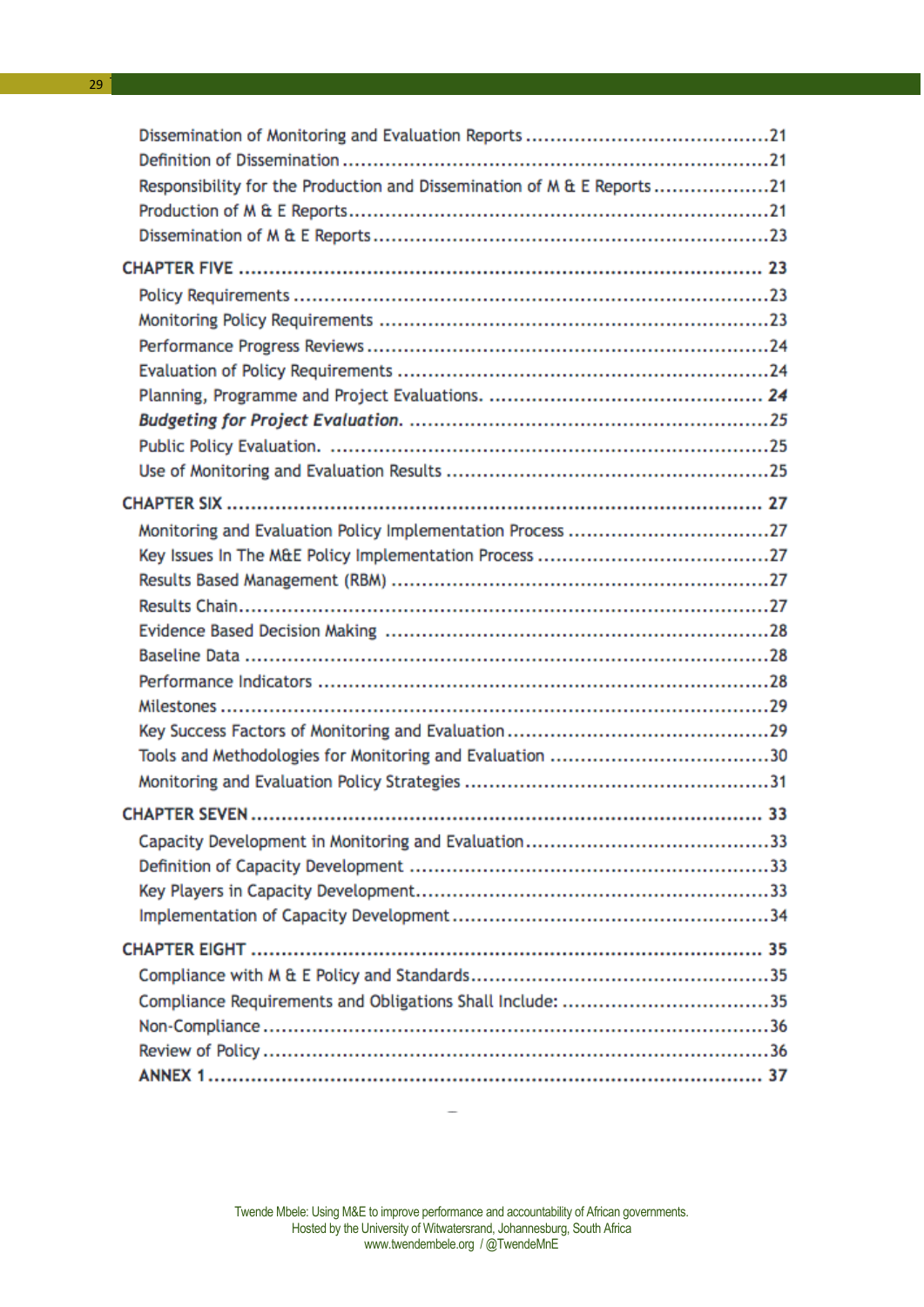Dissemination of Monitoring and Evaluation Reports ........................................21
Definition of Dissemination ........................................................................21
Responsibility for the Production and Dissemination of M & E Reports ...................21
Production of M & E Reports........................................................................21
Dissemination of M & E Reports ...................................................................23

**CHAPTER FIVE** ........................................................................................ **23**

Policy Requirements .....................................................................................23
Monitoring Policy Requirements ...................................................................23
Performance Progress Reviews .....................................................................24
Evaluation of Policy Requirements ...............................................................24
Planning, Programme and Project Evaluations. ............................................. *24*
***Budgeting for Project Evaluation.*** ...........................................................25
Public Policy Evaluation. ..............................................................................25
Use of Monitoring and Evaluation Results .....................................................25

**CHAPTER SIX** ........................................................................................... **27**

Monitoring and Evaluation Policy Implementation Process ..................................27
Key Issues In The M&E Policy Implementation Process ......................................27
Results Based Management (RBM) ...............................................................27
Results Chain..............................................................................................27
Evidence Based Decision Making ..................................................................28
Baseline Data ..............................................................................................28
Performance Indicators ................................................................................28
Milestones ...................................................................................................29
Key Success Factors of Monitoring and Evaluation ............................................29
Tools and Methodologies for Monitoring and Evaluation .....................................30
Monitoring and Evaluation Policy Strategies ....................................................31

**CHAPTER SEVEN** ..................................................................................... **33**

Capacity Development in Monitoring and Evaluation .........................................33
Definition of Capacity Development ..............................................................33
Key Players in Capacity Development.............................................................33
Implementation of Capacity Development .......................................................34

**CHAPTER EIGHT** ...................................................................................... **35**

Compliance with M & E Policy and Standards...................................................35
Compliance Requirements and Obligations Shall Include: ..................................35
Non-Compliance ..........................................................................................36
Review of Policy ..........................................................................................36

**ANNEX 1** .................................................................................................. **37**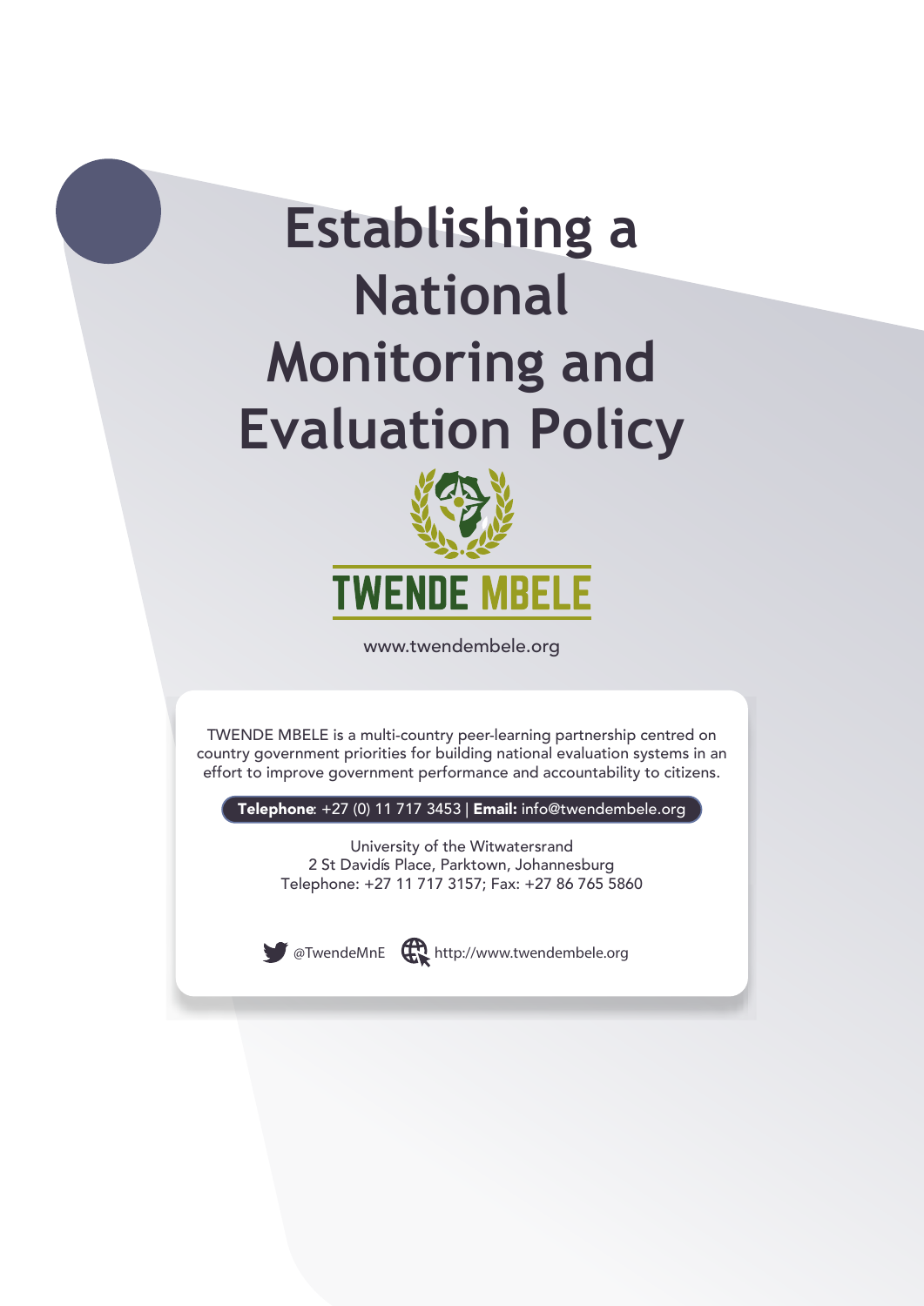# Establishing a National Monitoring and Evaluation Policy

TWENDE MBELE

www.twendembele.org

TWENDE MBELE is a multi-country peer-learning partnership centred on country government priorities for building national evaluation systems in an effort to improve government performance and accountability to citizens.

**Telephone**: +27 (0) 11 717 3453 | **Email:** info@twendembele.org

University of the Witwatersrand
2 St Davidís Place, Parktown, Johannesburg
Telephone: +27 11 717 3157; Fax: +27 86 765 5860

@TwendeMnE http://www.twendembele.org